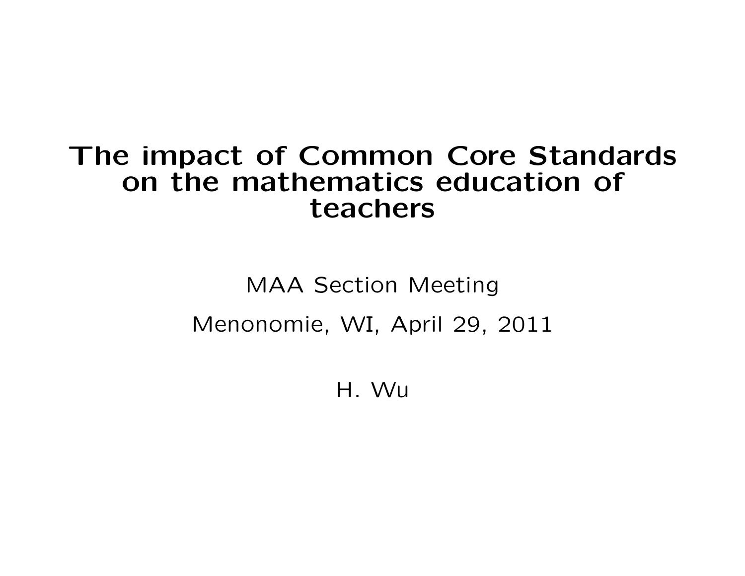# The impact of Common Core Standards on the mathematics education of teachers

MAA Section Meeting

Menonomie, WI, April 29, 2011

H. Wu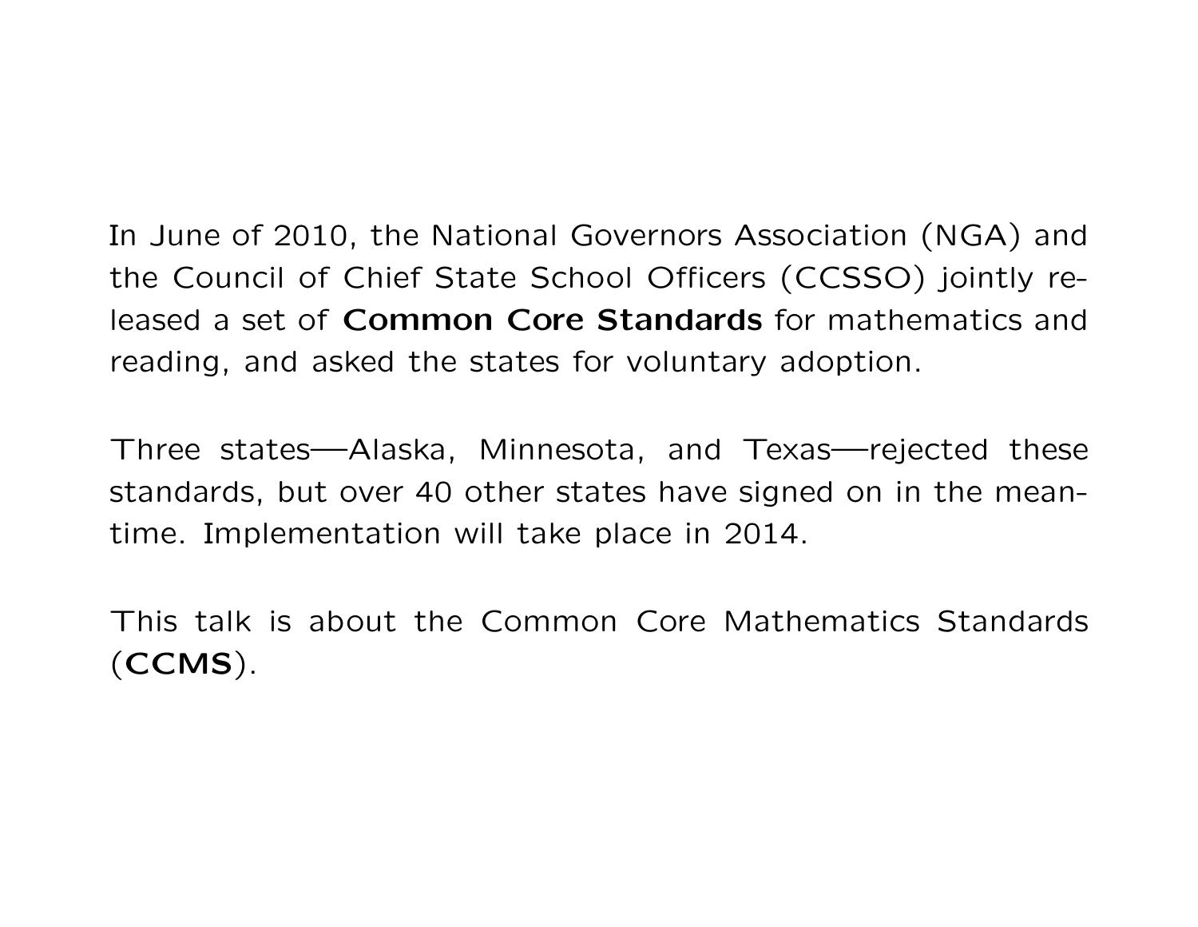In June of 2010, the National Governors Association (NGA) and the Council of Chief State School Officers (CCSSO) jointly released a set of **Common Core Standards** for mathematics and reading, and asked the states for voluntary adoption.

Three states—Alaska, Minnesota, and Texas—rejected these standards, but over 40 other states have signed on in the meantime. Implementation will take place in 2014.

This talk is about the Common Core Mathematics Standards (**CCMS**).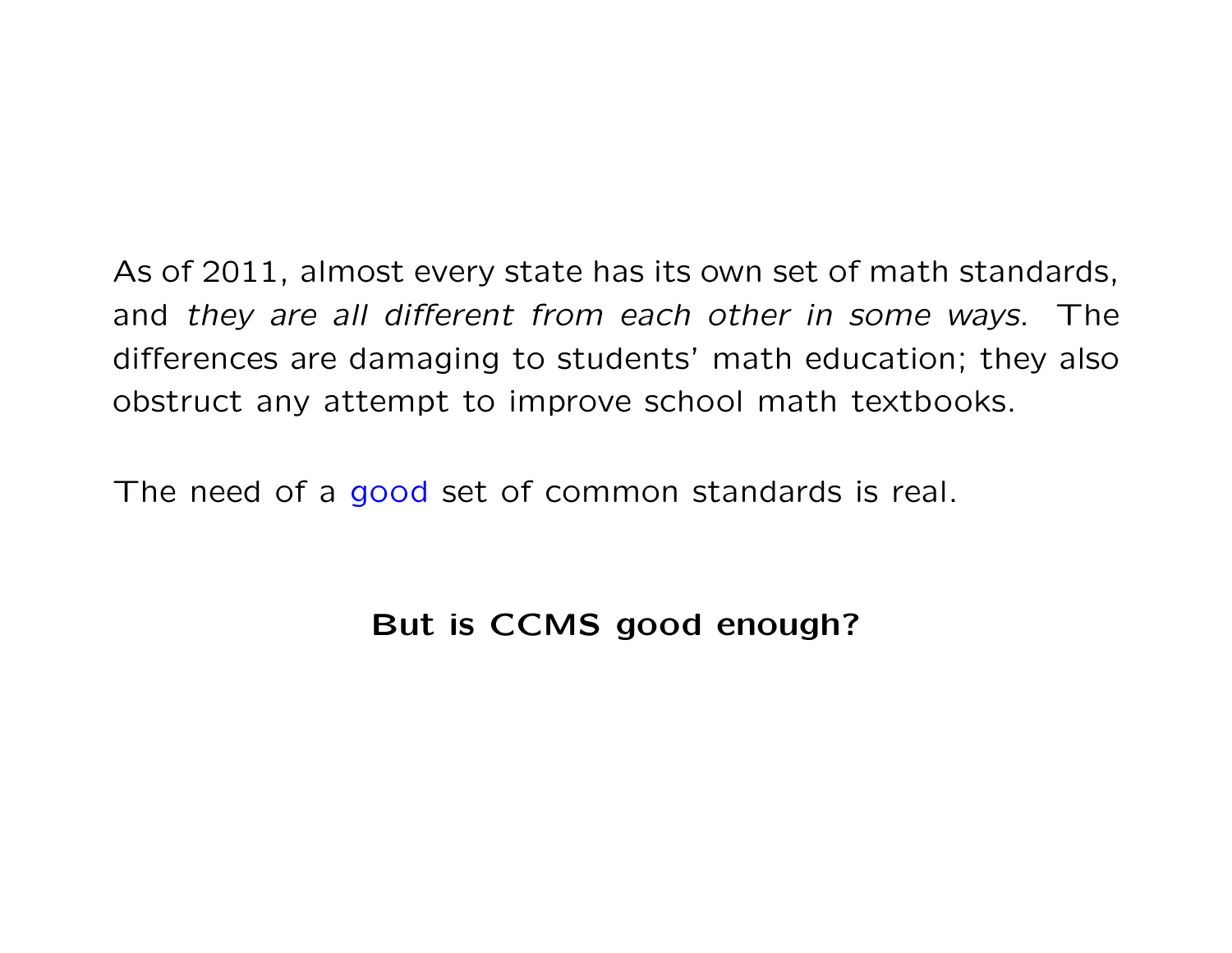As of 2011, almost every state has its own set of math standards, and *they are all different from each other in some ways*. The differences are damaging to students' math education; they also obstruct any attempt to improve school math textbooks.

The need of a good set of common standards is real.

**But is CCMS good enough?**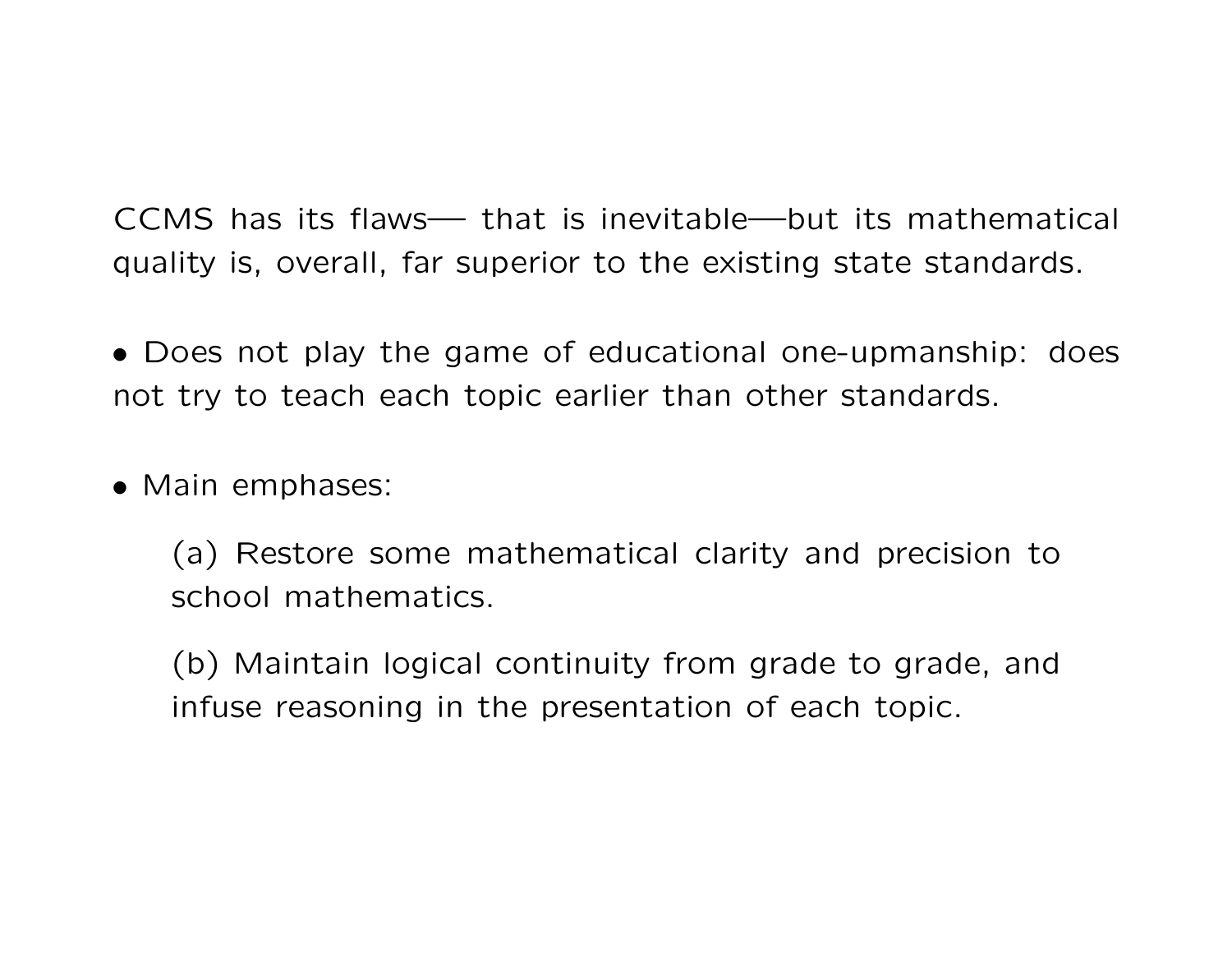CCMS has its flaws— that is inevitable—but its mathematical quality is, overall, far superior to the existing state standards.

- Does not play the game of educational one-upmanship: does not try to teach each topic earlier than other standards.

- Main emphases:

  (a) Restore some mathematical clarity and precision to school mathematics.

  (b) Maintain logical continuity from grade to grade, and infuse reasoning in the presentation of each topic.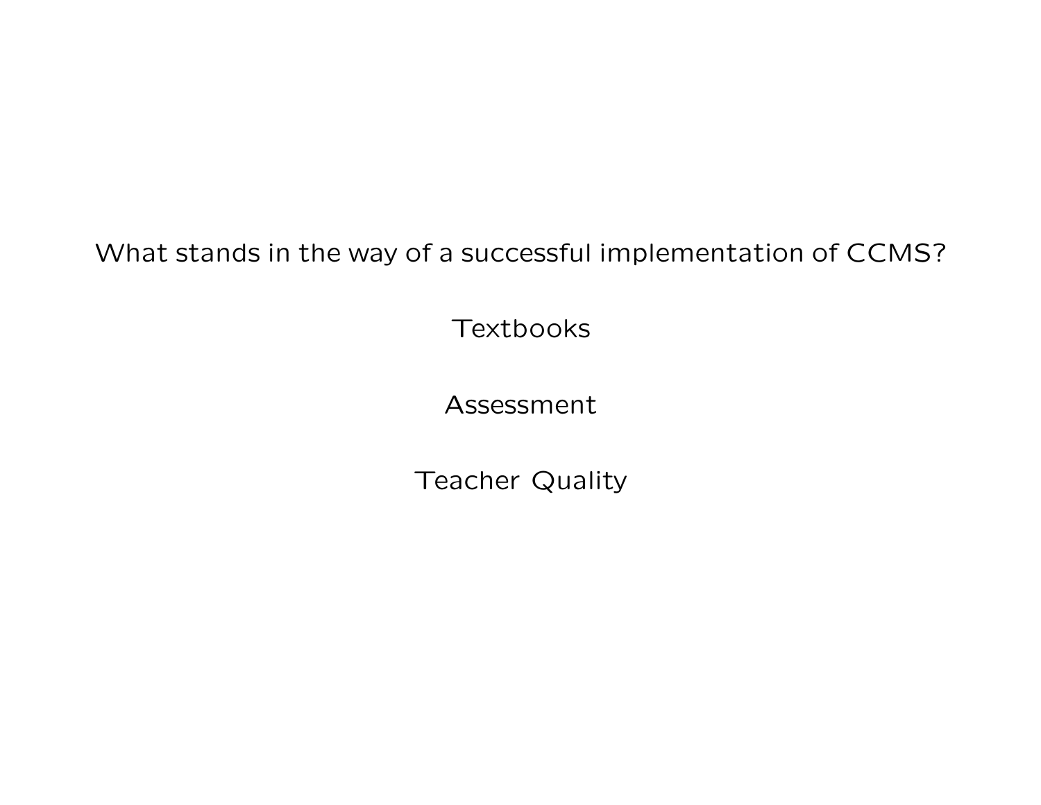What stands in the way of a successful implementation of CCMS?

Textbooks

Assessment

Teacher Quality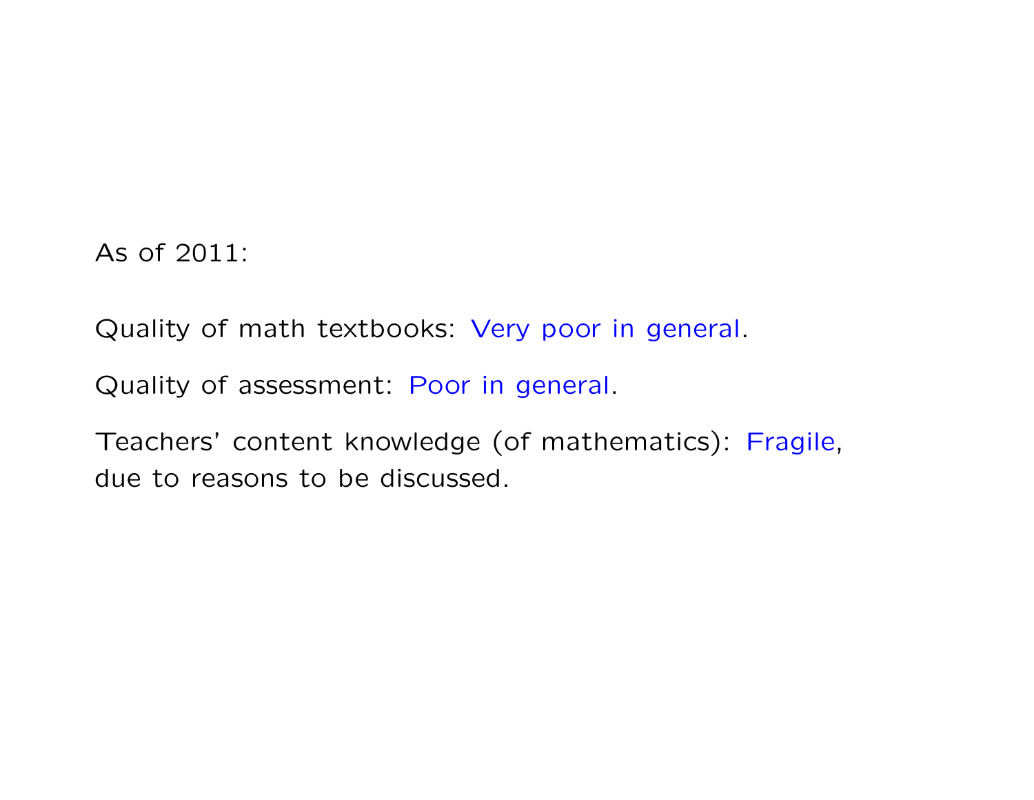As of 2011:

Quality of math textbooks: Very poor in general.

Quality of assessment: Poor in general.

Teachers' content knowledge (of mathematics): Fragile, due to reasons to be discussed.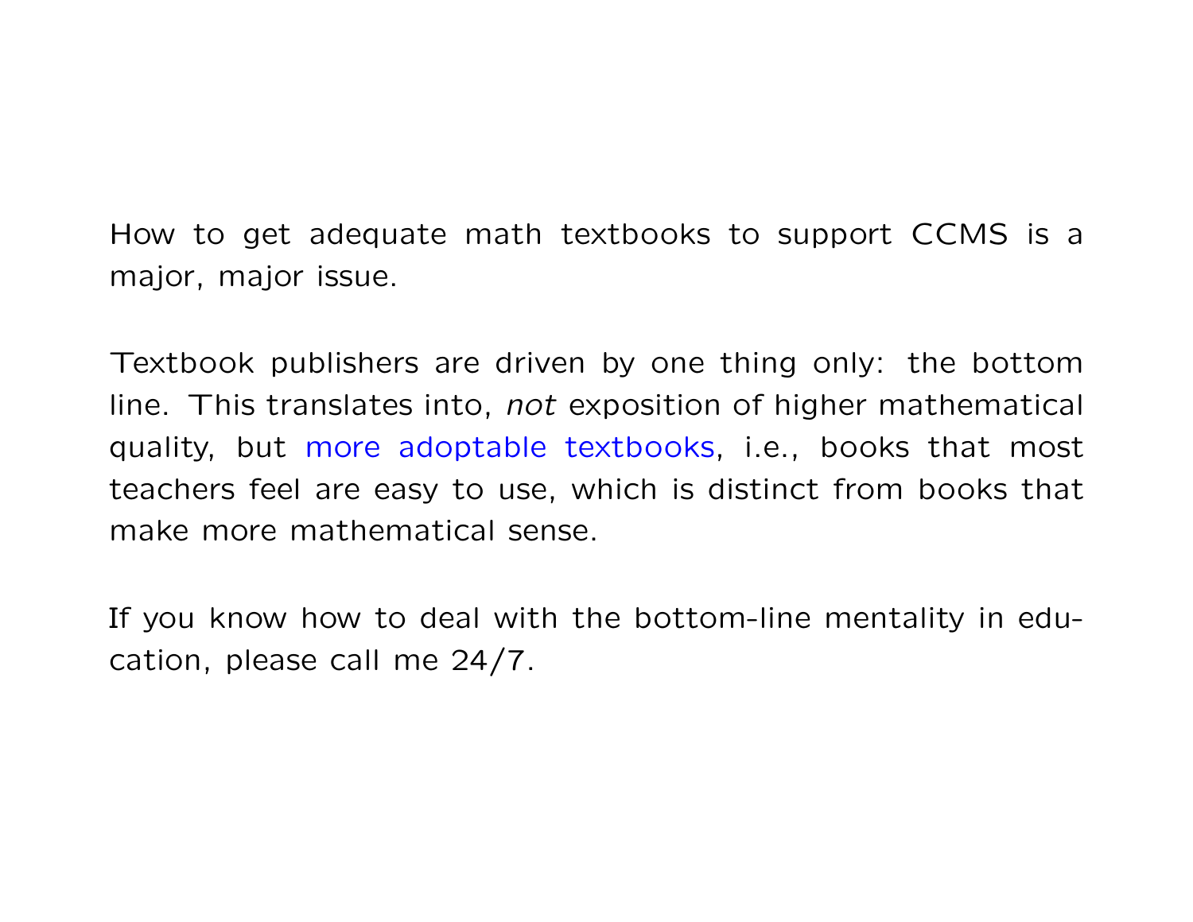How to get adequate math textbooks to support CCMS is a major, major issue.

Textbook publishers are driven by one thing only: the bottom line. This translates into, *not* exposition of higher mathematical quality, but more adoptable textbooks, i.e., books that most teachers feel are easy to use, which is distinct from books that make more mathematical sense.

If you know how to deal with the bottom-line mentality in education, please call me 24/7.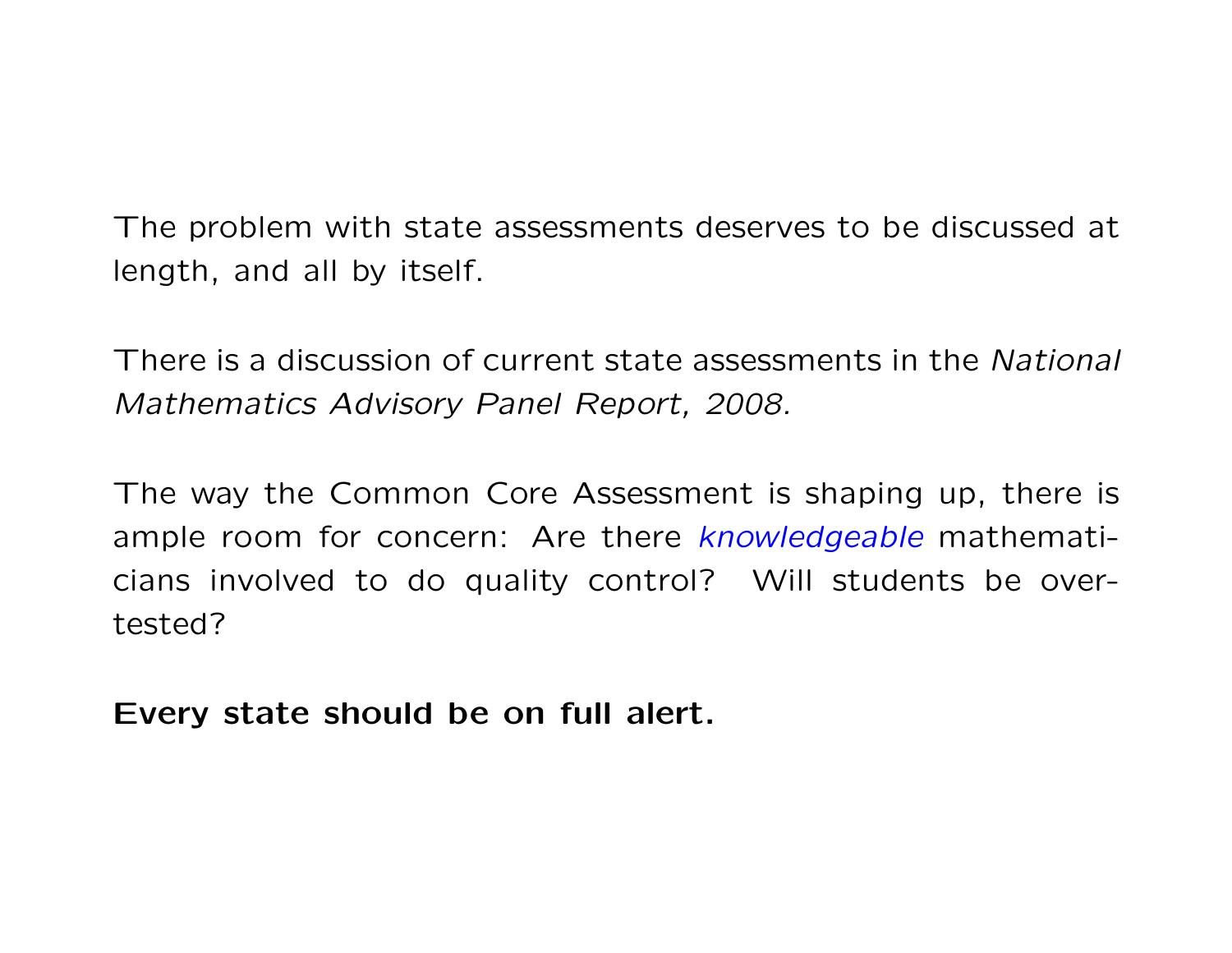The problem with state assessments deserves to be discussed at length, and all by itself.

There is a discussion of current state assessments in the *National Mathematics Advisory Panel Report, 2008.*

The way the Common Core Assessment is shaping up, there is ample room for concern: Are there *knowledgeable* mathematicians involved to do quality control? Will students be over-tested?

**Every state should be on full alert.**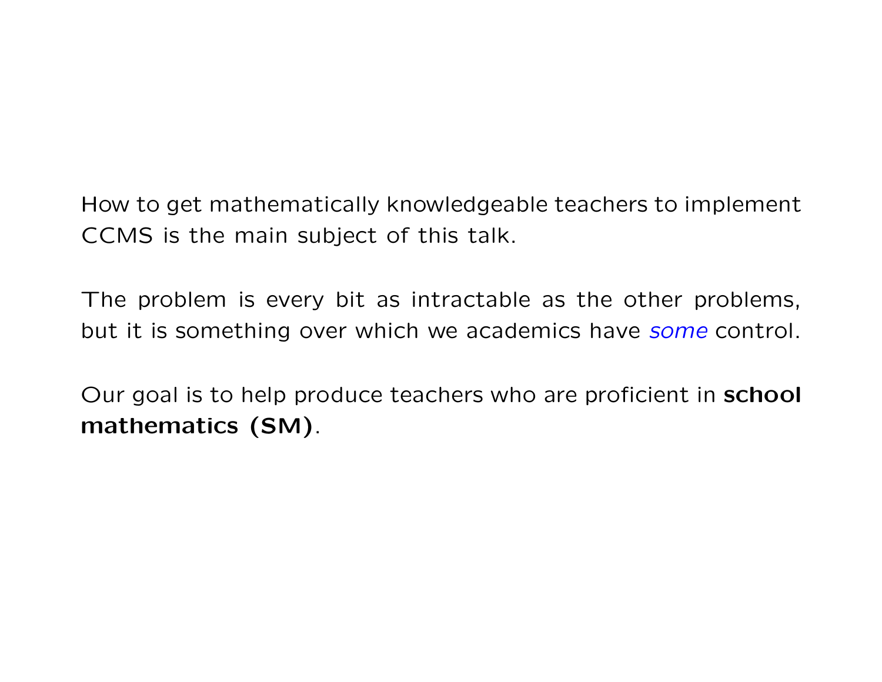How to get mathematically knowledgeable teachers to implement CCMS is the main subject of this talk.

The problem is every bit as intractable as the other problems, but it is something over which we academics have *some* control.

Our goal is to help produce teachers who are proficient in **school mathematics (SM)**.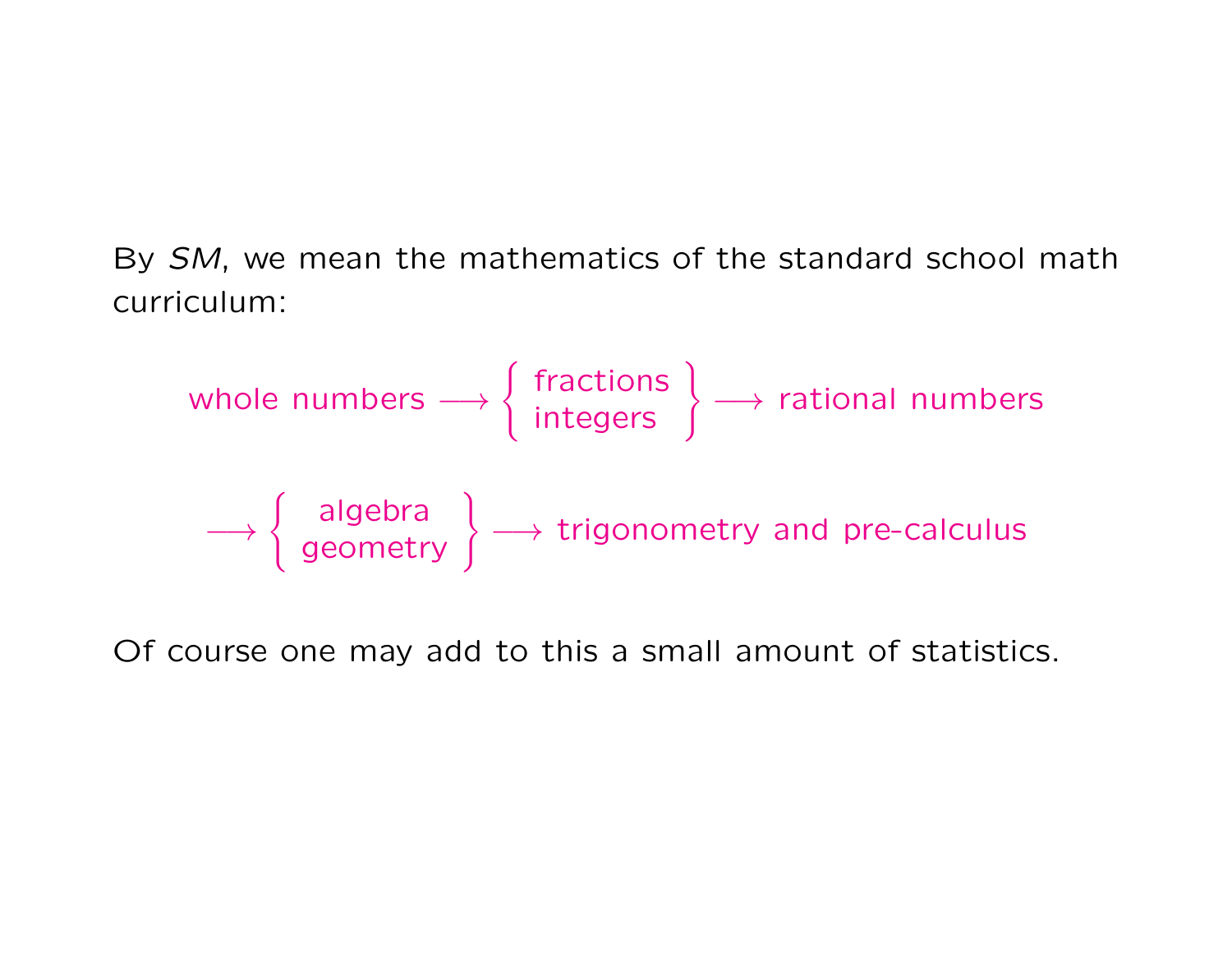By *SM*, we mean the mathematics of the standard school math curriculum:

$$\text{whole numbers} \longrightarrow \left\{ \begin{array}{c} \text{fractions} \\ \text{integers} \end{array} \right\} \longrightarrow \text{rational numbers}$$

$$\longrightarrow \left\{ \begin{array}{c} \text{algebra} \\ \text{geometry} \end{array} \right\} \longrightarrow \text{trigonometry and pre-calculus}$$

Of course one may add to this a small amount of statistics.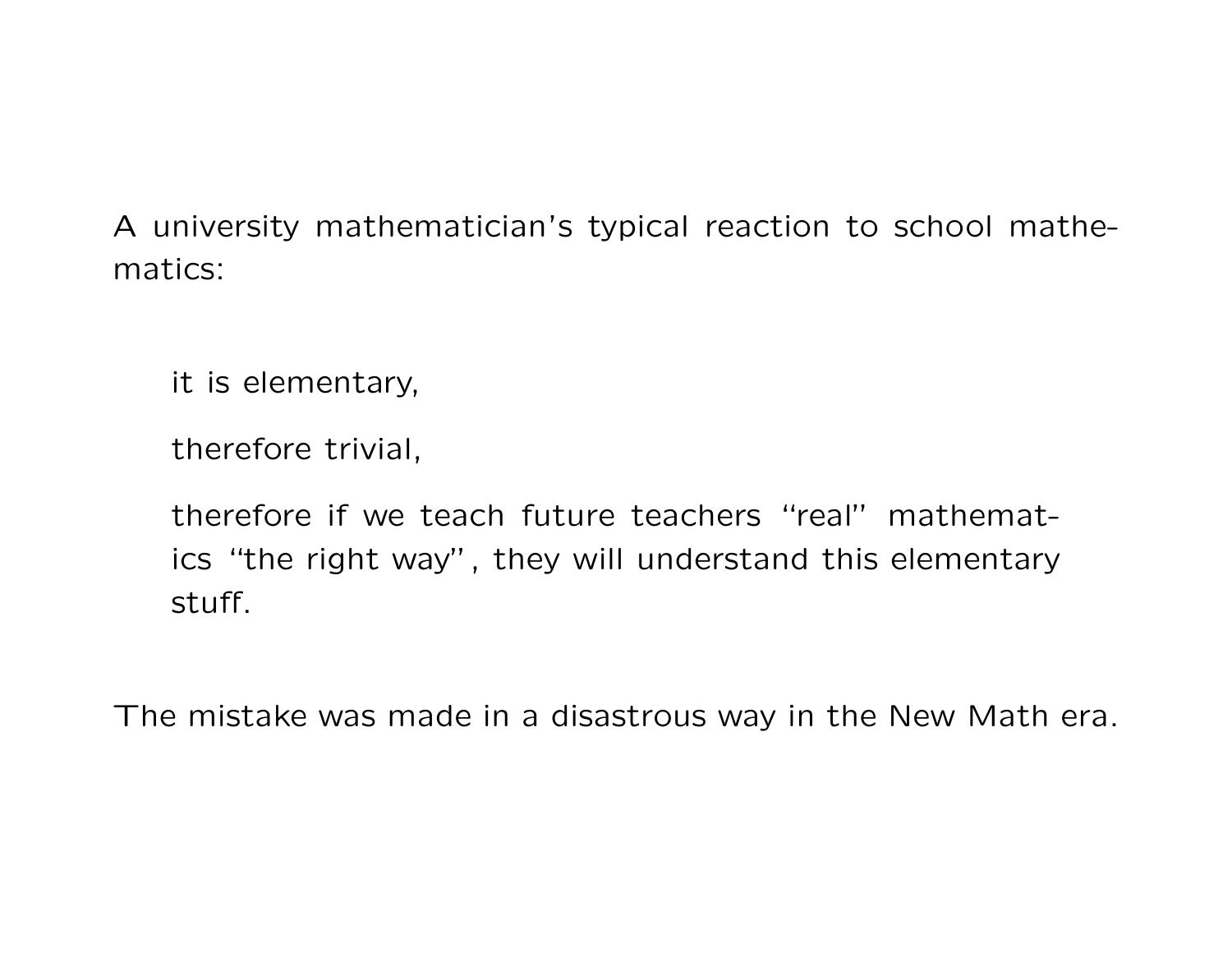A university mathematician's typical reaction to school mathematics:

> it is elementary,
>
> therefore trivial,
>
> therefore if we teach future teachers "real" mathematics "the right way", they will understand this elementary stuff.

The mistake was made in a disastrous way in the New Math era.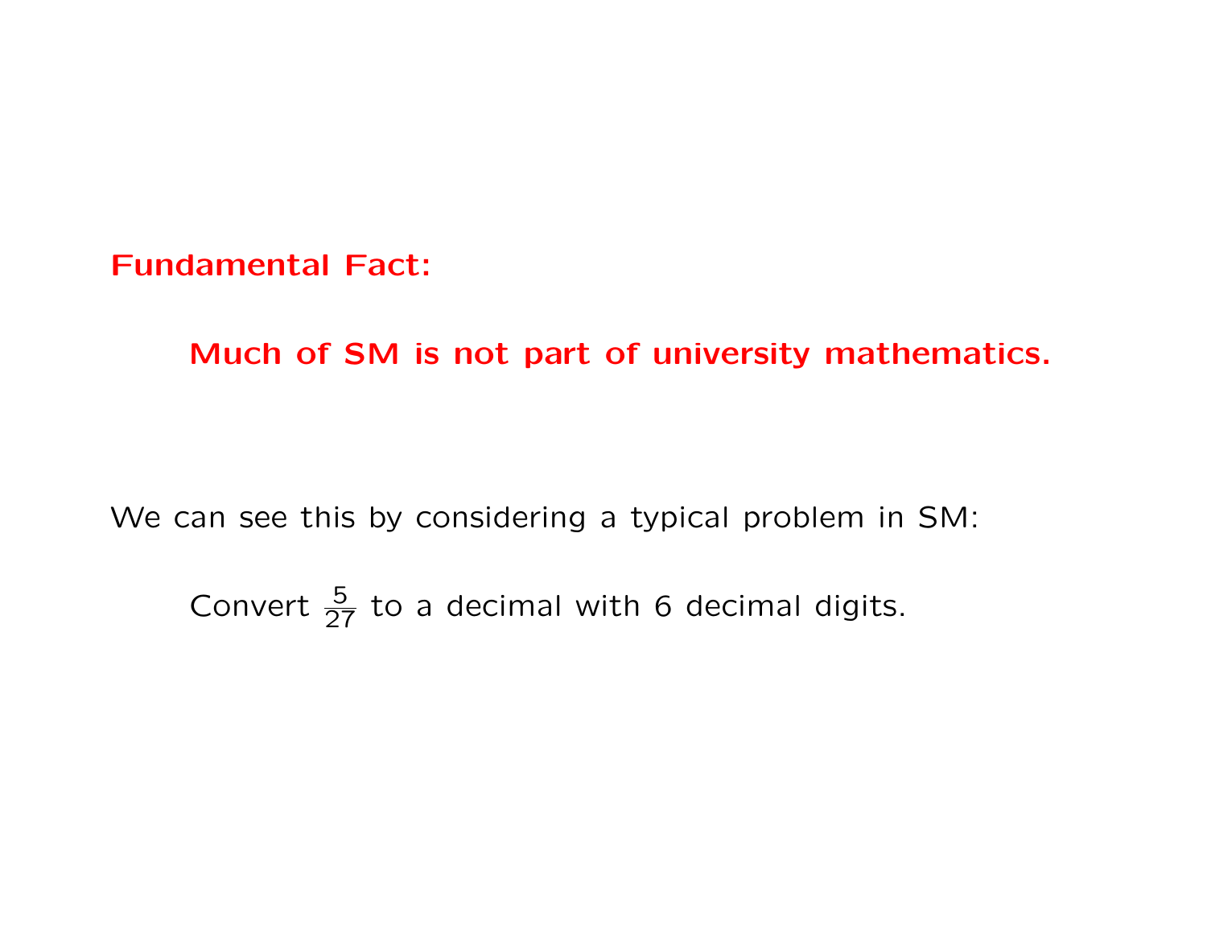**Fundamental Fact:**

> **Much of SM is not part of university mathematics.**

We can see this by considering a typical problem in SM:

> Convert $\frac{5}{27}$ to a decimal with 6 decimal digits.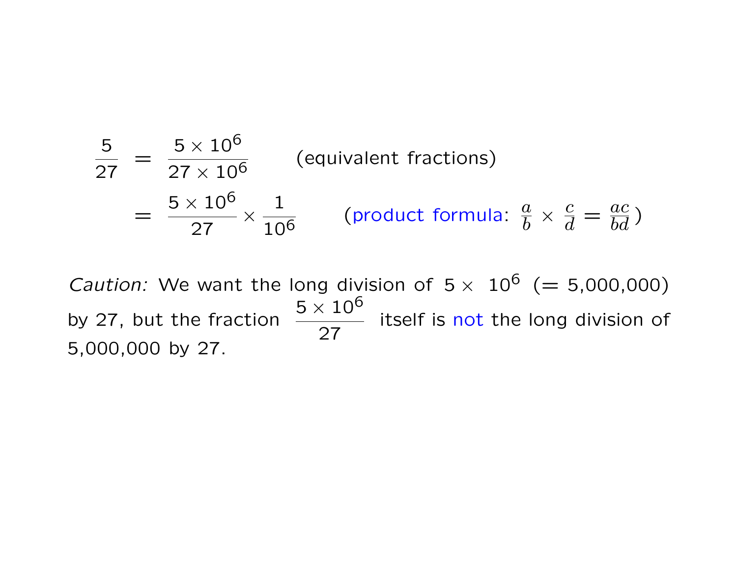$$\frac{5}{27} = \frac{5 \times 10^6}{27 \times 10^6} \qquad \text{(equivalent fractions)}$$

$$= \frac{5 \times 10^6}{27} \times \frac{1}{10^6} \qquad \left(\text{product formula: } \frac{a}{b} \times \frac{c}{d} = \frac{ac}{bd}\right)$$

*Caution:* We want the long division of $5 \times 10^6$ ($= 5{,}000{,}000$) by 27, but the fraction $\frac{5 \times 10^6}{27}$ itself is not the long division of 5,000,000 by 27.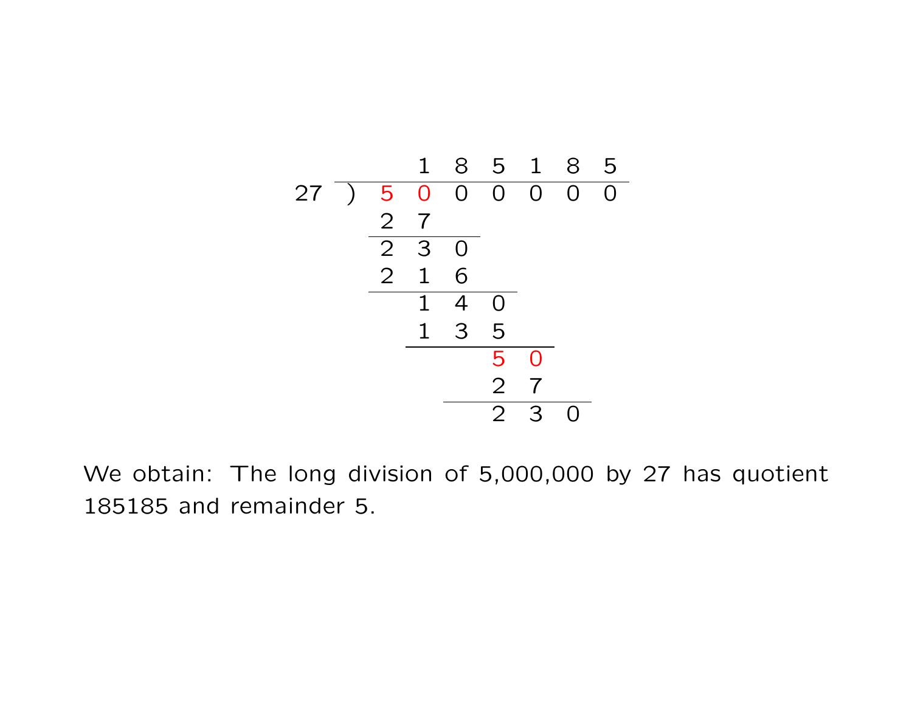```
          1  8  5  1  8  5
27 )  5  0  0  0  0  0  0
      2  7
      2  3  0
      2  1  6
         1  4  0
         1  3  5
               5  0
               2  7
               2  3  0
```

We obtain: The long division of 5,000,000 by 27 has quotient 185185 and remainder 5.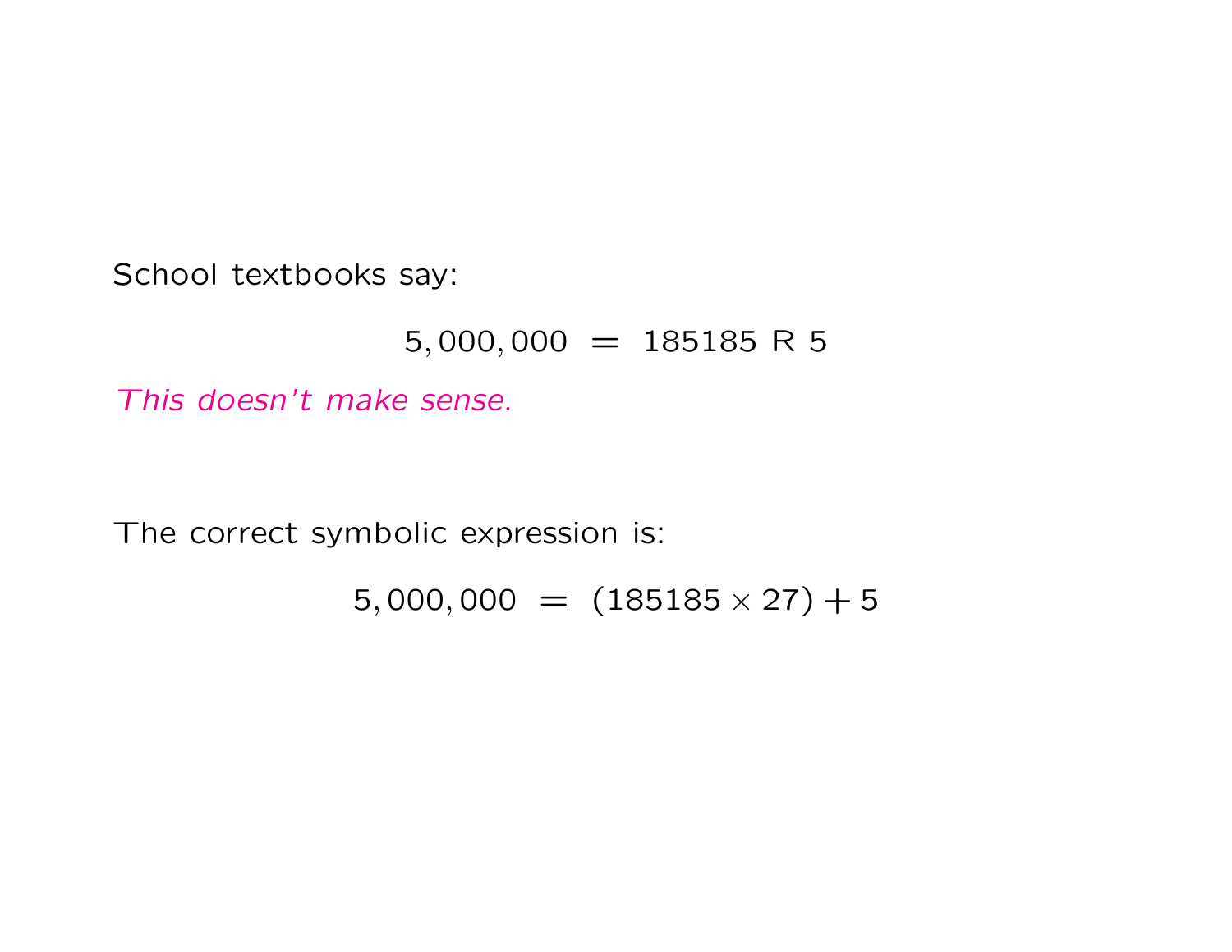School textbooks say:

$$5,000,000 \;=\; 185185 \text{ R } 5$$

*This doesn't make sense.*

The correct symbolic expression is:

$$5,000,000 \;=\; (185185 \times 27) + 5$$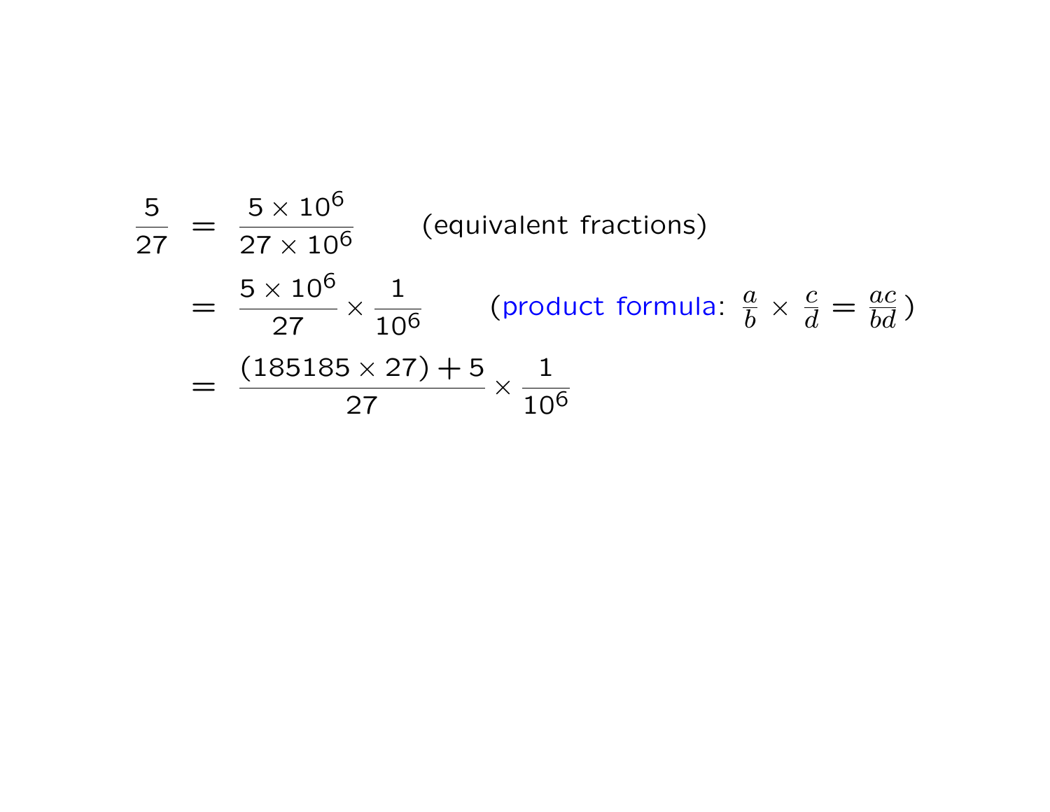$$
\begin{aligned}
\frac{5}{27} &= \frac{5 \times 10^6}{27 \times 10^6} && \text{(equivalent fractions)} \\
&= \frac{5 \times 10^6}{27} \times \frac{1}{10^6} && \text{(product formula: } \frac{a}{b} \times \frac{c}{d} = \frac{ac}{bd}\text{)} \\
&= \frac{(185185 \times 27) + 5}{27} \times \frac{1}{10^6}
\end{aligned}
$$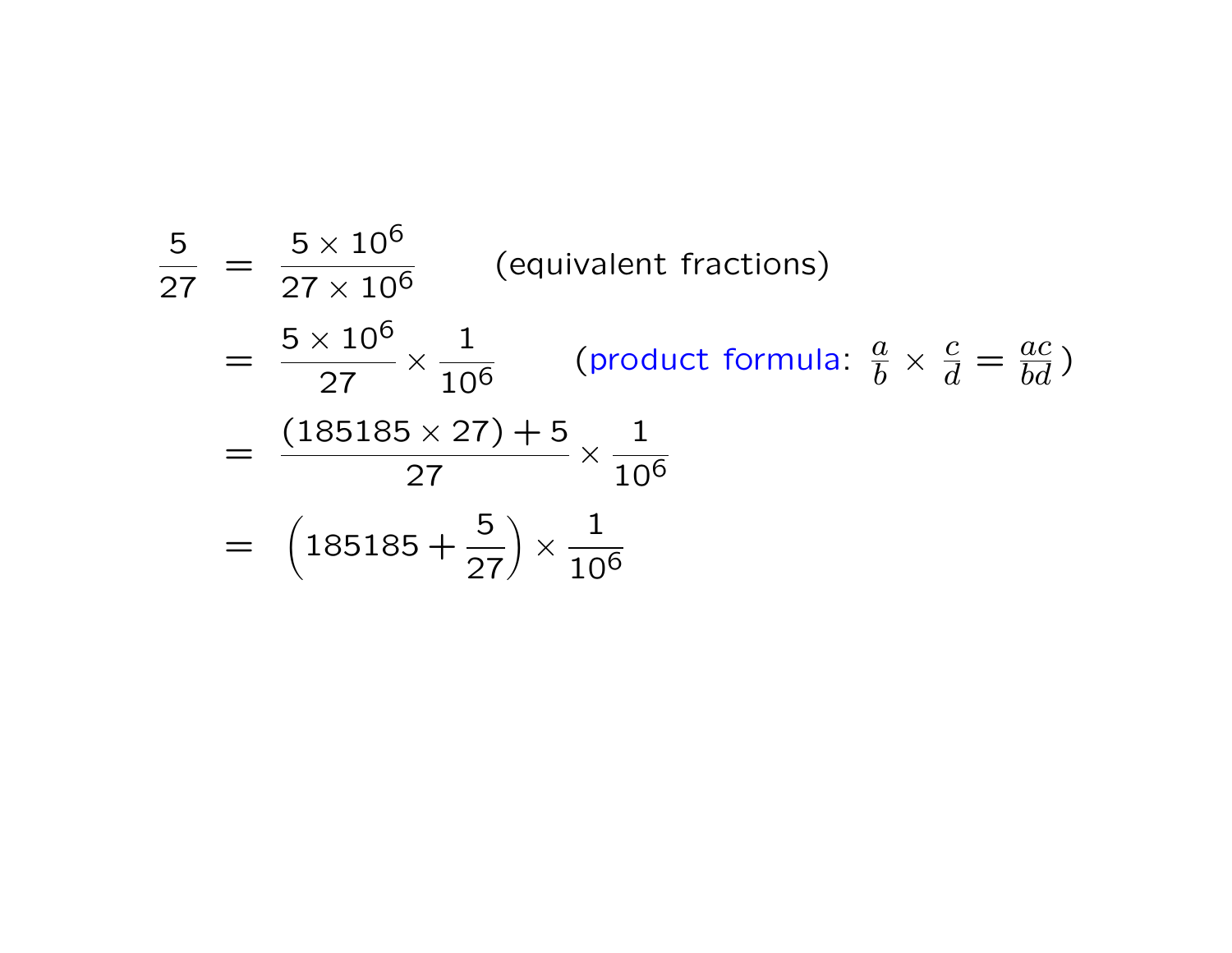$$
\begin{aligned}
\frac{5}{27} &= \frac{5 \times 10^6}{27 \times 10^6} && \text{(equivalent fractions)} \\
&= \frac{5 \times 10^6}{27} \times \frac{1}{10^6} && \text{(product formula: } \frac{a}{b} \times \frac{c}{d} = \frac{ac}{bd}\text{)} \\
&= \frac{(185185 \times 27) + 5}{27} \times \frac{1}{10^6} \\
&= \left(185185 + \frac{5}{27}\right) \times \frac{1}{10^6}
\end{aligned}
$$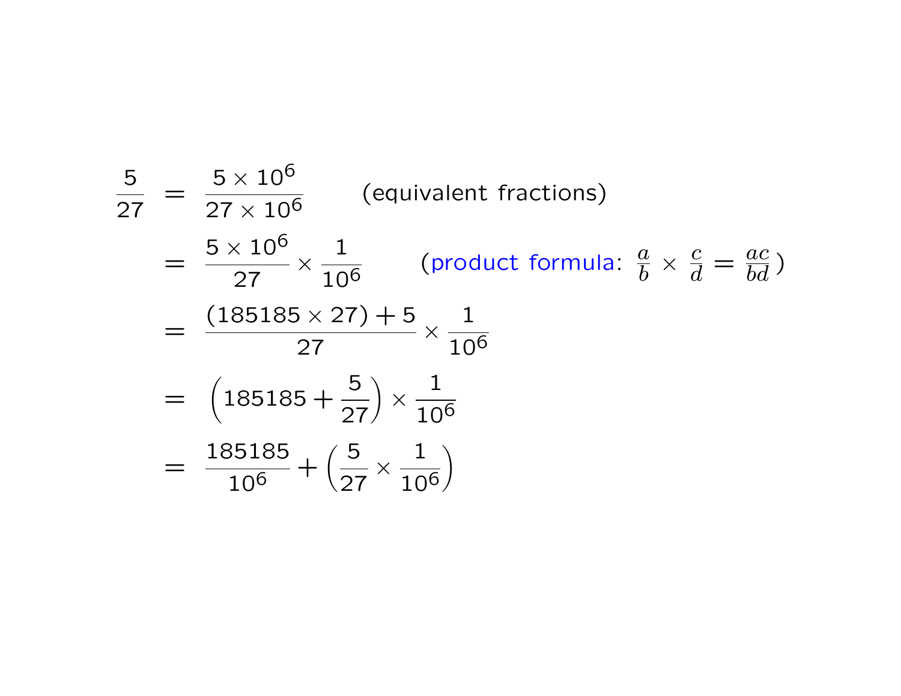$$
\begin{aligned}
\frac{5}{27} &= \frac{5 \times 10^6}{27 \times 10^6} \qquad \text{(equivalent fractions)} \\
&= \frac{5 \times 10^6}{27} \times \frac{1}{10^6} \qquad \left(\text{product formula: } \frac{a}{b} \times \frac{c}{d} = \frac{ac}{bd}\right) \\
&= \frac{(185185 \times 27) + 5}{27} \times \frac{1}{10^6} \\
&= \left(185185 + \frac{5}{27}\right) \times \frac{1}{10^6} \\
&= \frac{185185}{10^6} + \left(\frac{5}{27} \times \frac{1}{10^6}\right)
\end{aligned}
$$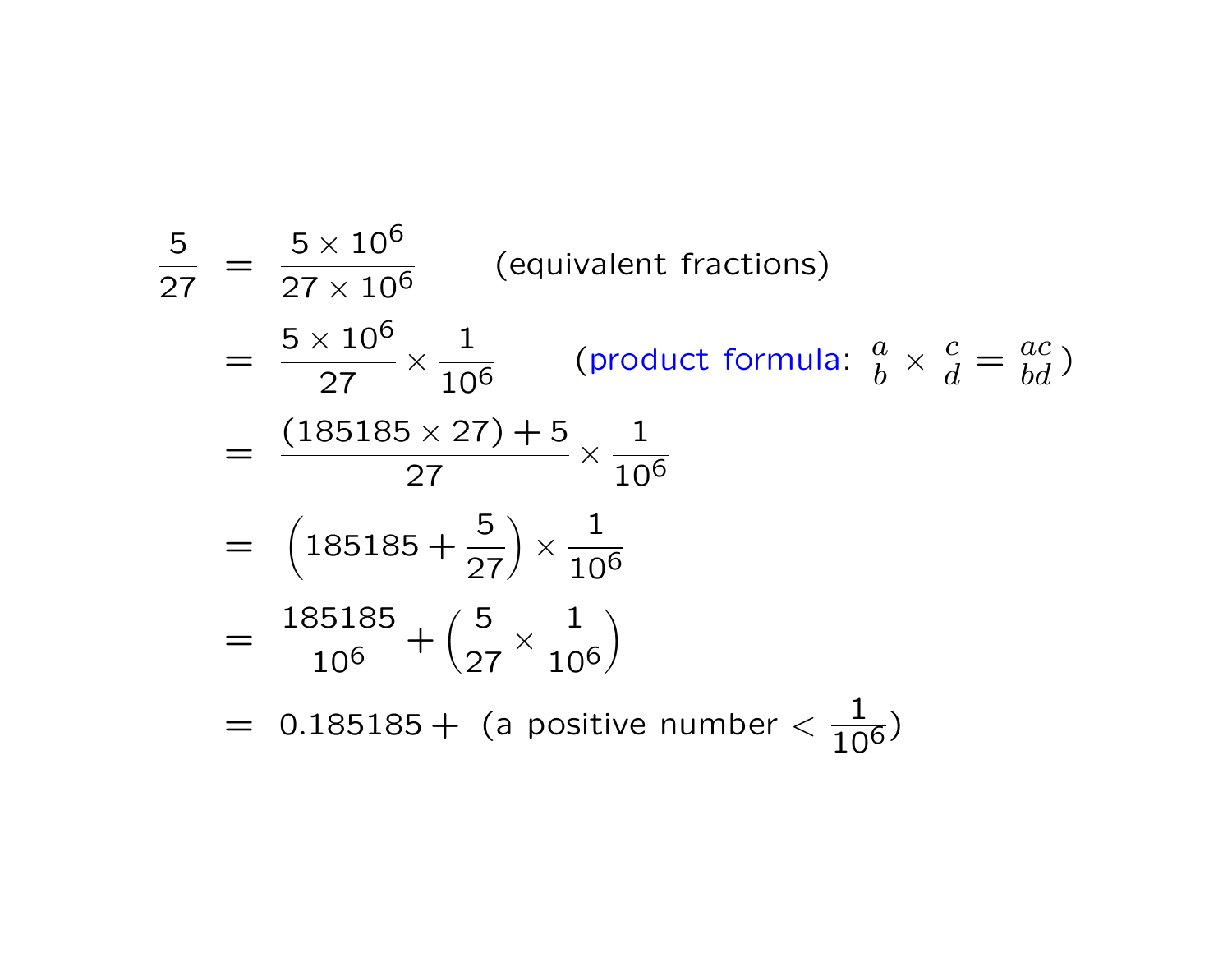$$
\begin{aligned}
\frac{5}{27} &= \frac{5 \times 10^6}{27 \times 10^6} \qquad \text{(equivalent fractions)} \\
&= \frac{5 \times 10^6}{27} \times \frac{1}{10^6} \qquad \left(\text{product formula: } \frac{a}{b} \times \frac{c}{d} = \frac{ac}{bd}\right) \\
&= \frac{(185185 \times 27) + 5}{27} \times \frac{1}{10^6} \\
&= \left(185185 + \frac{5}{27}\right) \times \frac{1}{10^6} \\
&= \frac{185185}{10^6} + \left(\frac{5}{27} \times \frac{1}{10^6}\right) \\
&= 0.185185 + \ \text{(a positive number} < \frac{1}{10^6}\text{)}
\end{aligned}
$$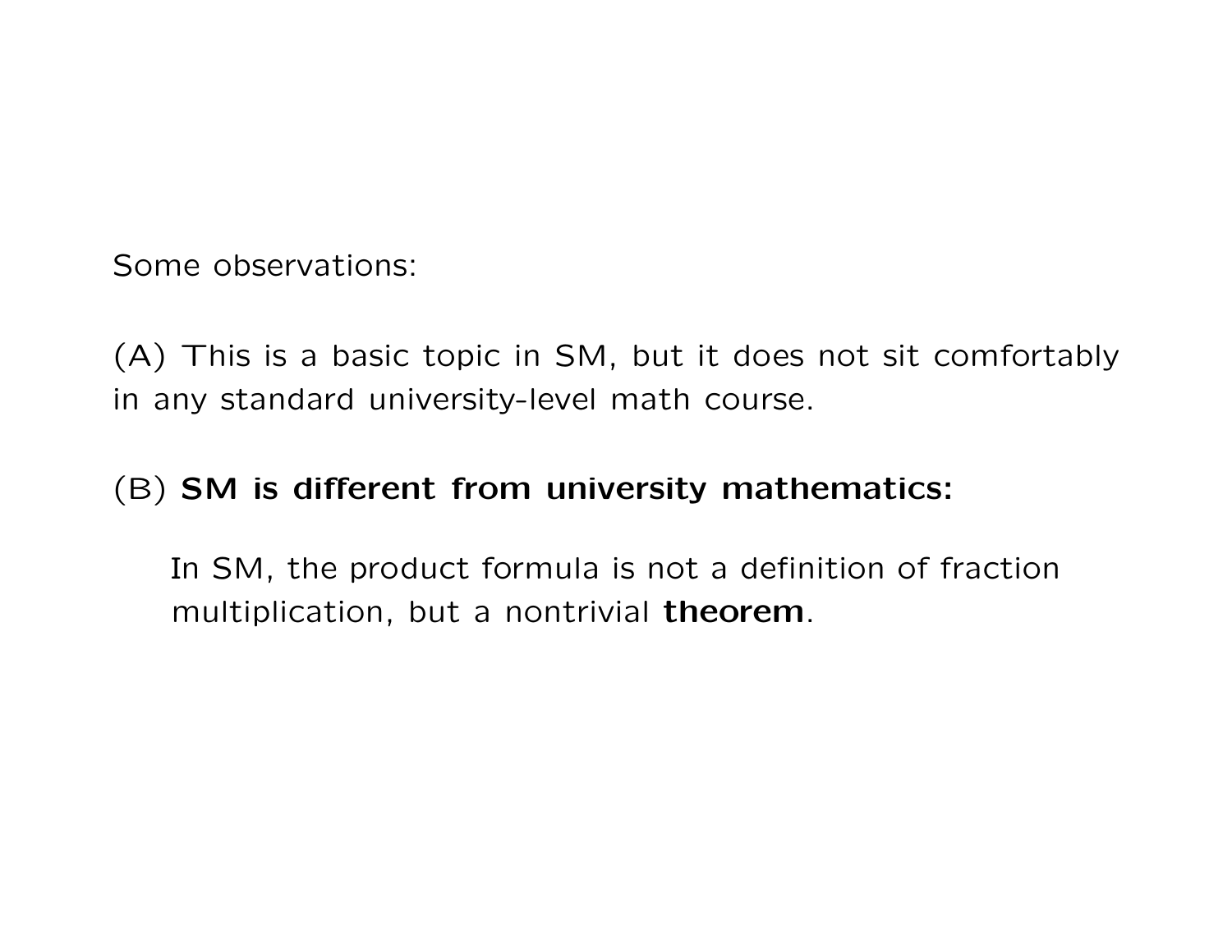Some observations:

(A) This is a basic topic in SM, but it does not sit comfortably in any standard university-level math course.

(B) **SM is different from university mathematics:**

> In SM, the product formula is not a definition of fraction multiplication, but a nontrivial **theorem**.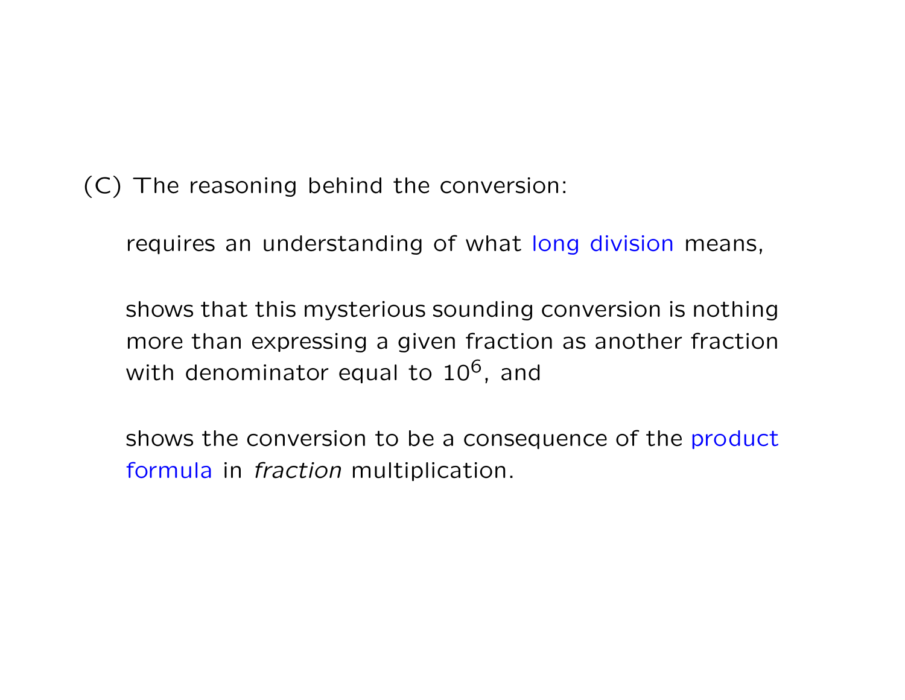(C) The reasoning behind the conversion:

requires an understanding of what long division means,

shows that this mysterious sounding conversion is nothing more than expressing a given fraction as another fraction with denominator equal to $10^6$, and

shows the conversion to be a consequence of the product formula in *fraction* multiplication.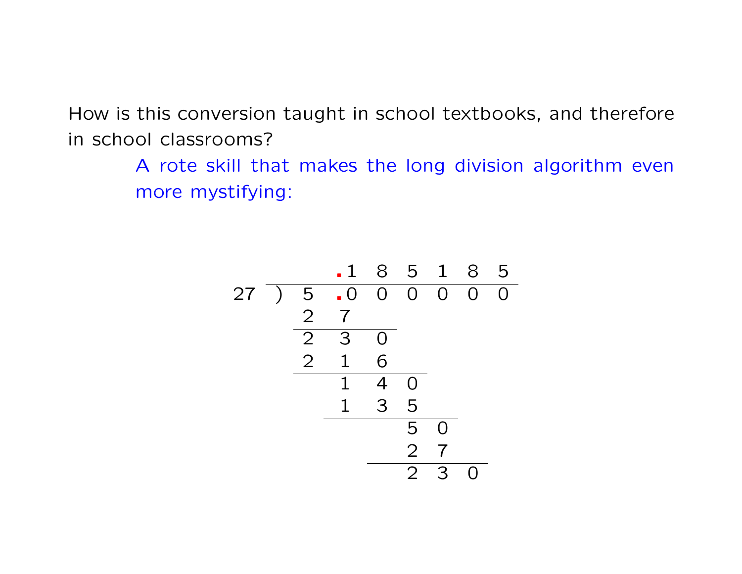How is this conversion taught in school textbooks, and therefore in school classrooms?

> A rote skill that makes the long division algorithm even more mystifying:

```
              .1  8  5  1  8  5
27 )  5  .0  0  0  0  0  0
      2   7
      2   3  0
      2   1  6
          1  4  0
          1  3  5
                5  0
                2  7
                2  3  0
```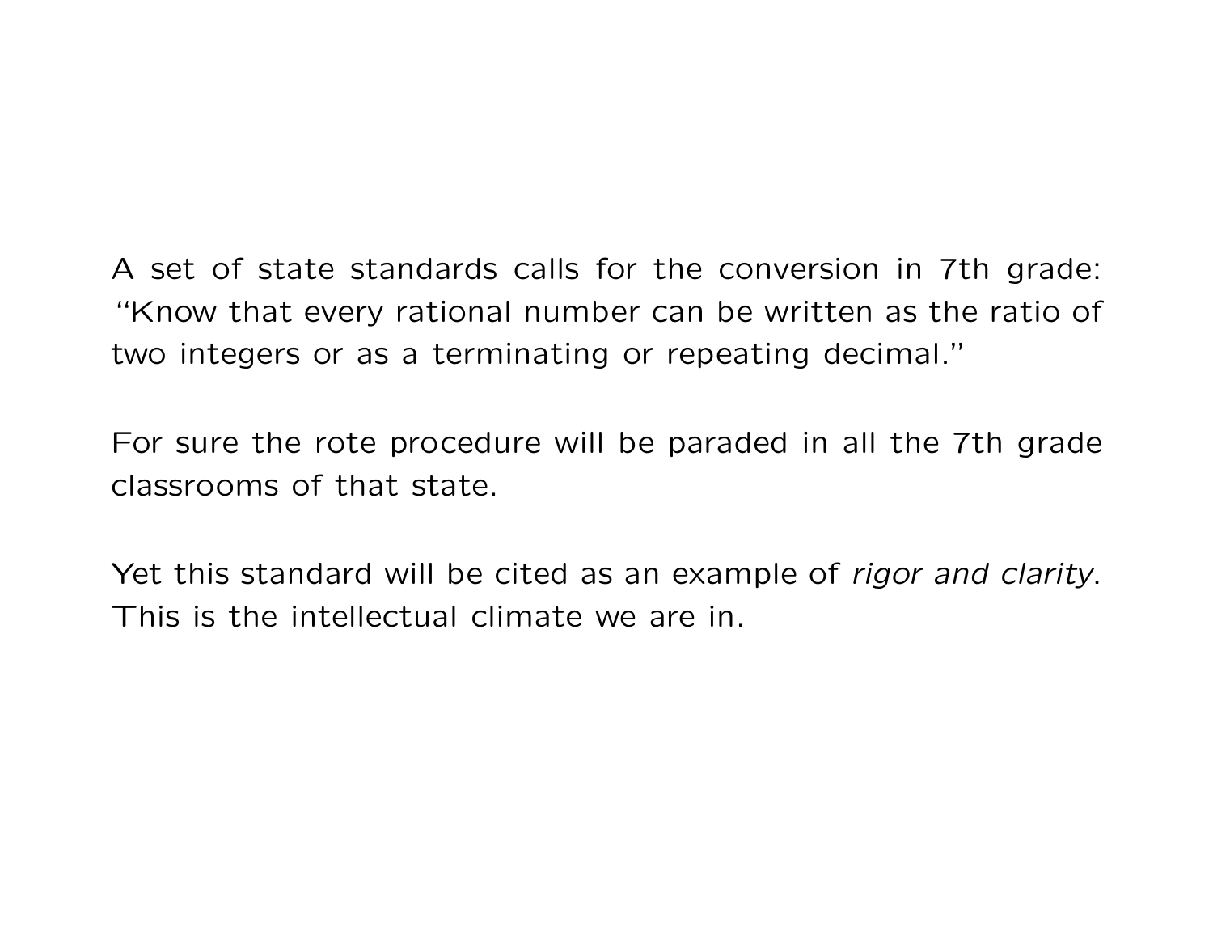A set of state standards calls for the conversion in 7th grade: "Know that every rational number can be written as the ratio of two integers or as a terminating or repeating decimal."

For sure the rote procedure will be paraded in all the 7th grade classrooms of that state.

Yet this standard will be cited as an example of *rigor and clarity*. This is the intellectual climate we are in.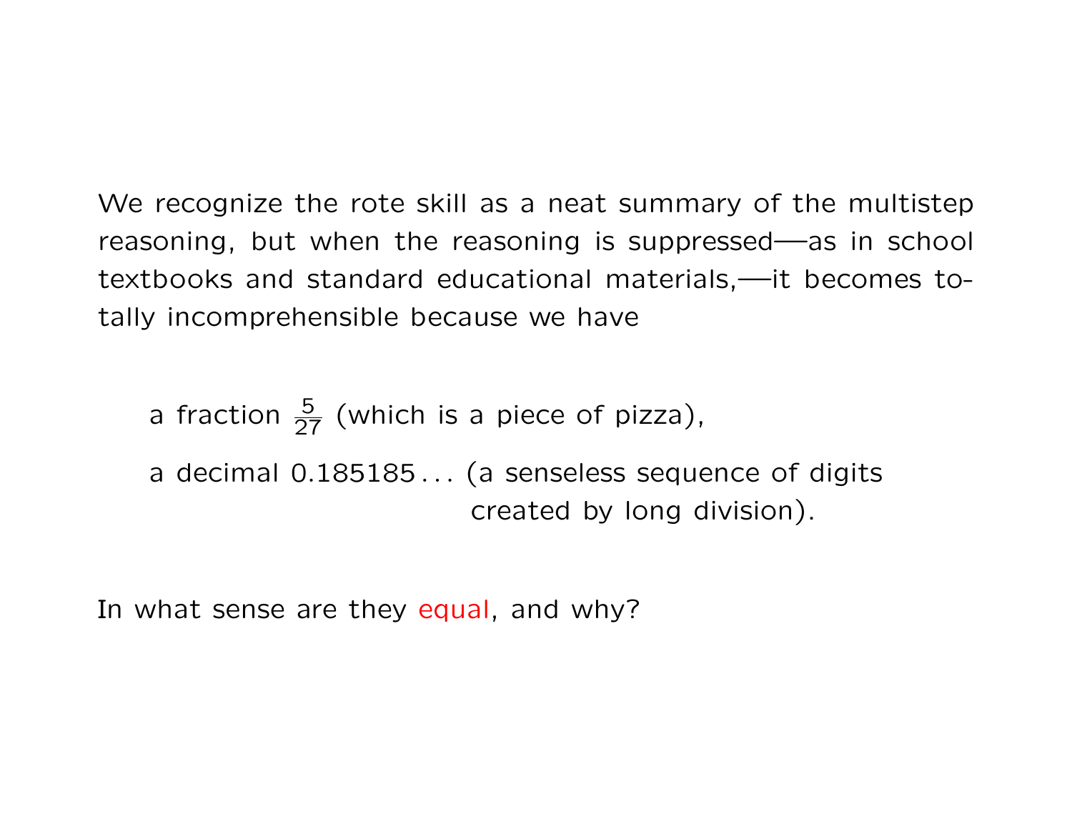We recognize the rote skill as a neat summary of the multistep reasoning, but when the reasoning is suppressed—as in school textbooks and standard educational materials,—it becomes totally incomprehensible because we have

> a fraction $\frac{5}{27}$ (which is a piece of pizza),
>
> a decimal $0.185185\ldots$ (a senseless sequence of digits created by long division).

In what sense are they equal, and why?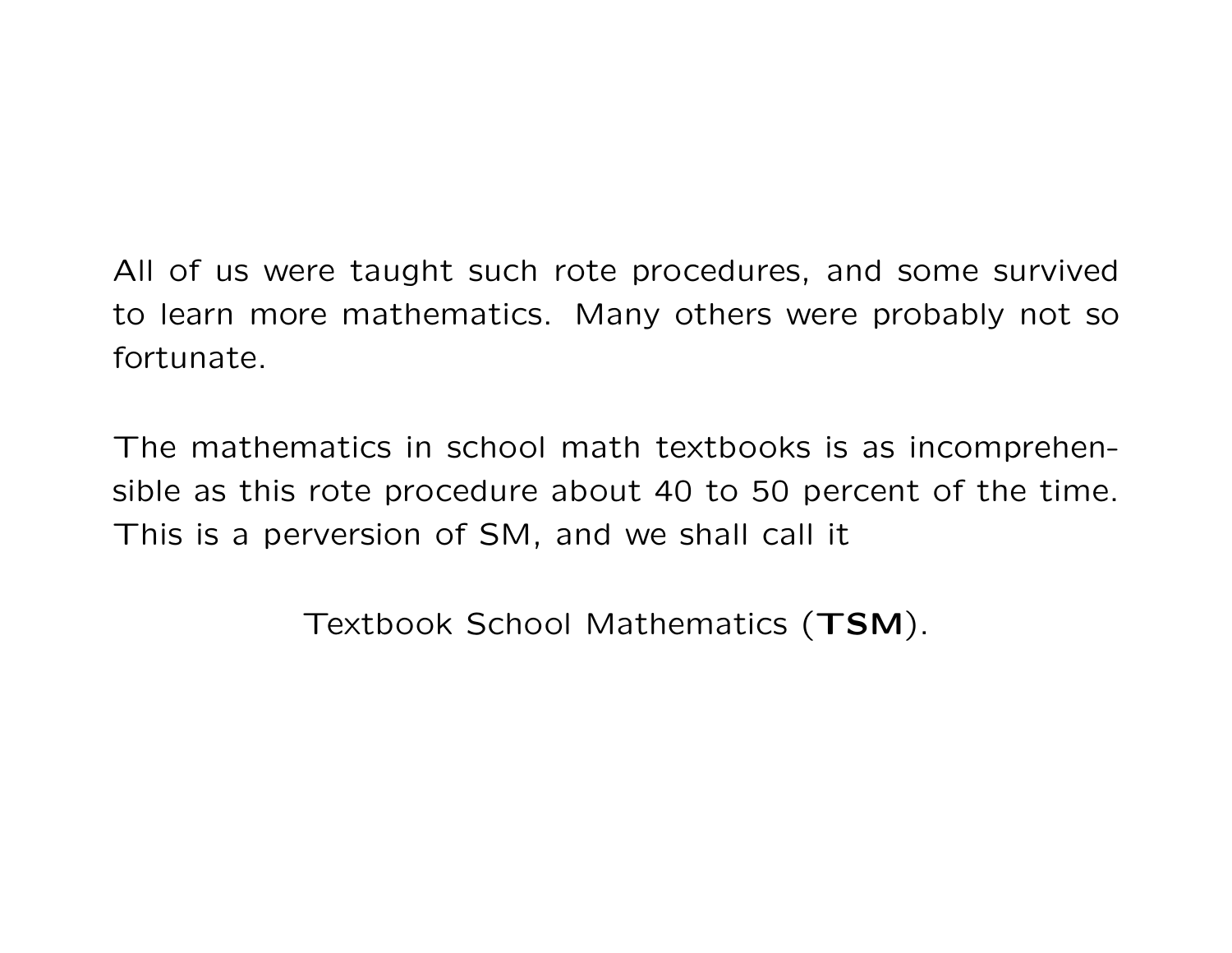All of us were taught such rote procedures, and some survived to learn more mathematics. Many others were probably not so fortunate.

The mathematics in school math textbooks is as incomprehensible as this rote procedure about 40 to 50 percent of the time. This is a perversion of SM, and we shall call it

Textbook School Mathematics (**TSM**).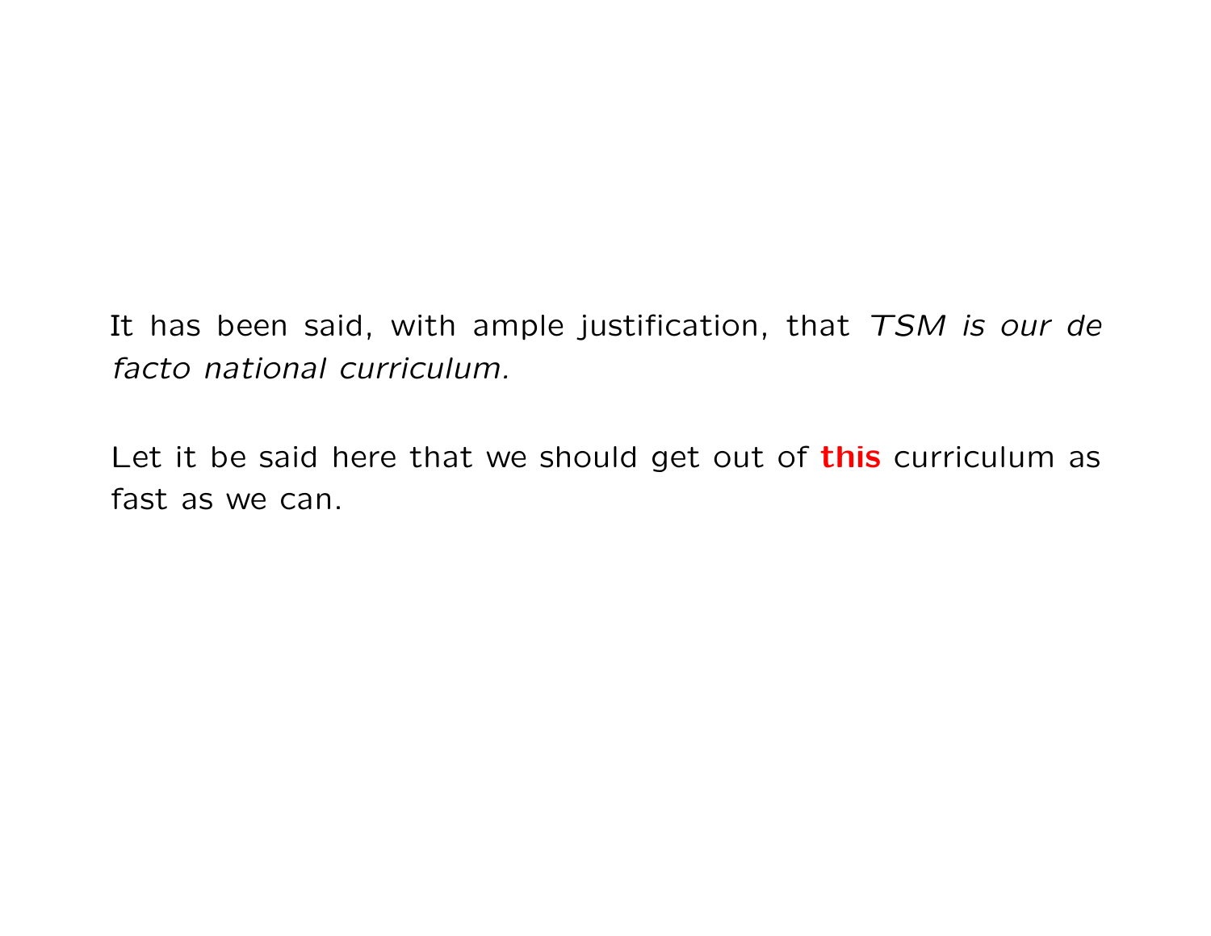It has been said, with ample justification, that *TSM is our de facto national curriculum.*

Let it be said here that we should get out of **this** curriculum as fast as we can.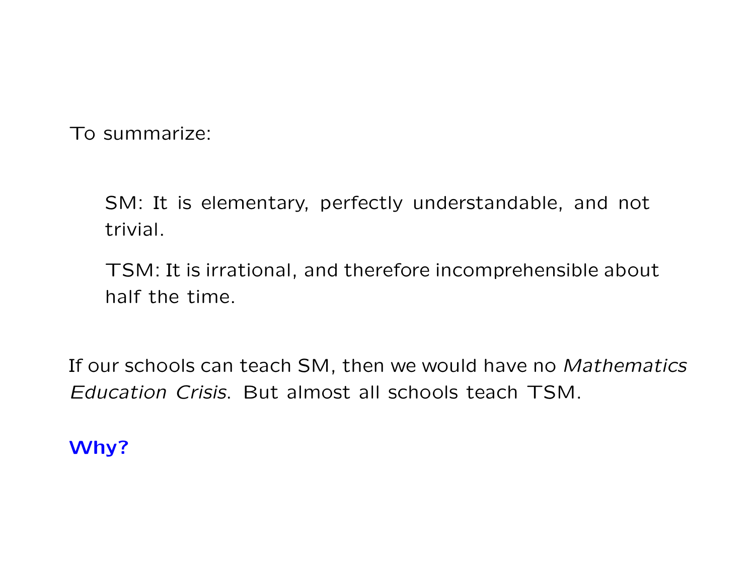To summarize:

> SM: It is elementary, perfectly understandable, and not trivial.
>
> TSM: It is irrational, and therefore incomprehensible about half the time.

If our schools can teach SM, then we would have no *Mathematics Education Crisis*. But almost all schools teach TSM.

**Why?**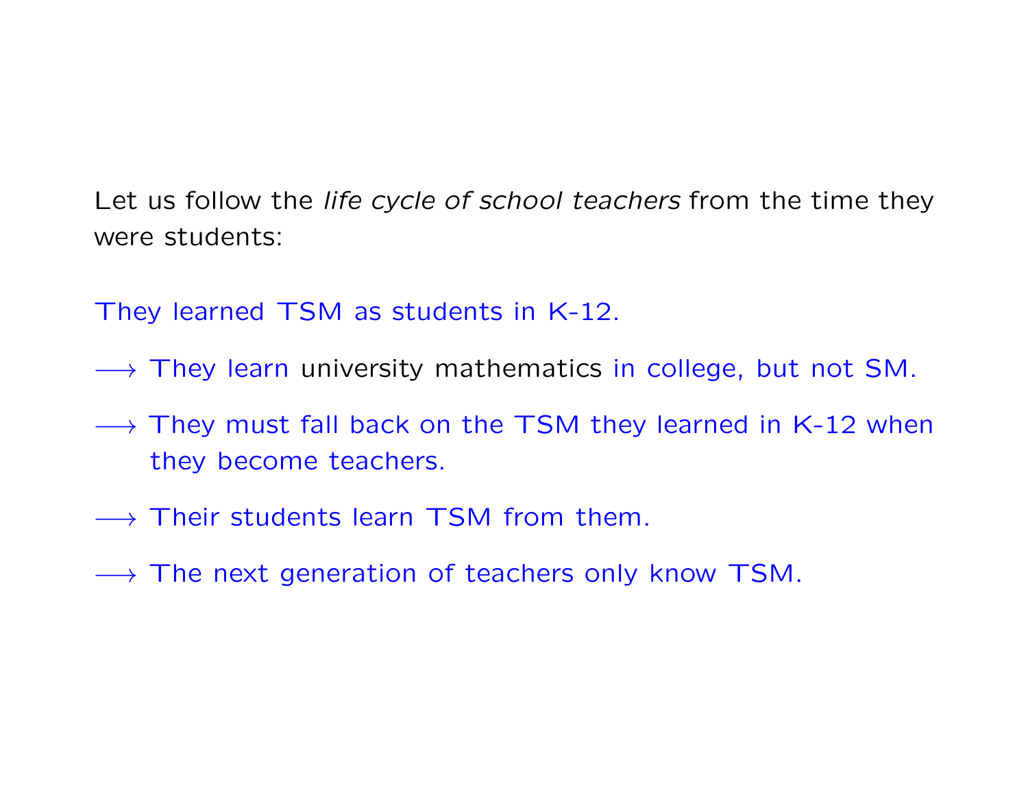Let us follow the *life cycle of school teachers* from the time they were students:

They learned TSM as students in K-12.

$\longrightarrow$ They learn university mathematics in college, but not SM.

$\longrightarrow$ They must fall back on the TSM they learned in K-12 when they become teachers.

$\longrightarrow$ Their students learn TSM from them.

$\longrightarrow$ The next generation of teachers only know TSM.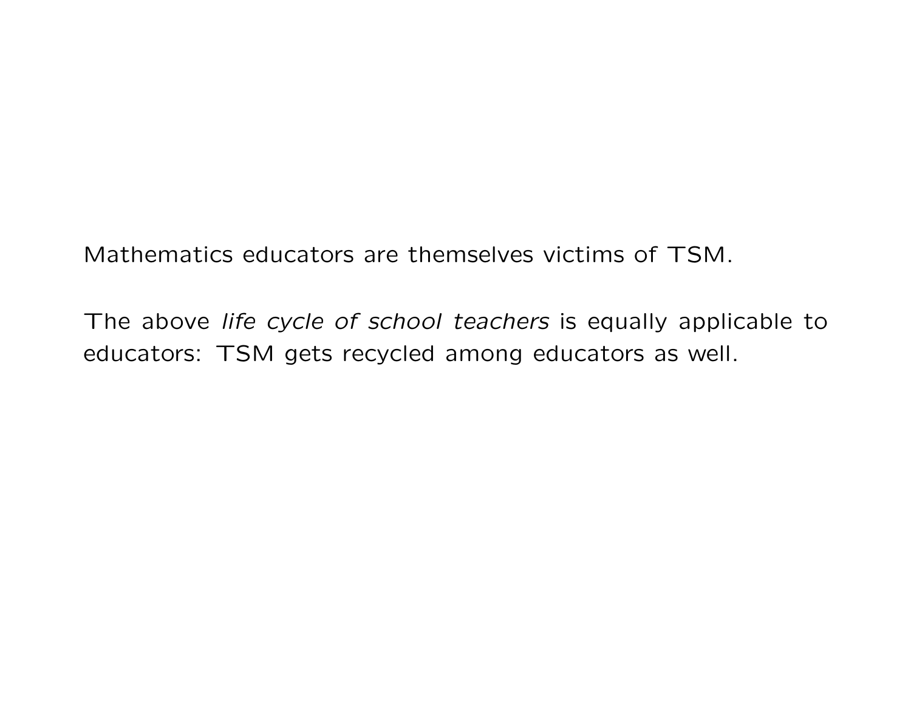Mathematics educators are themselves victims of TSM.

The above *life cycle of school teachers* is equally applicable to educators: TSM gets recycled among educators as well.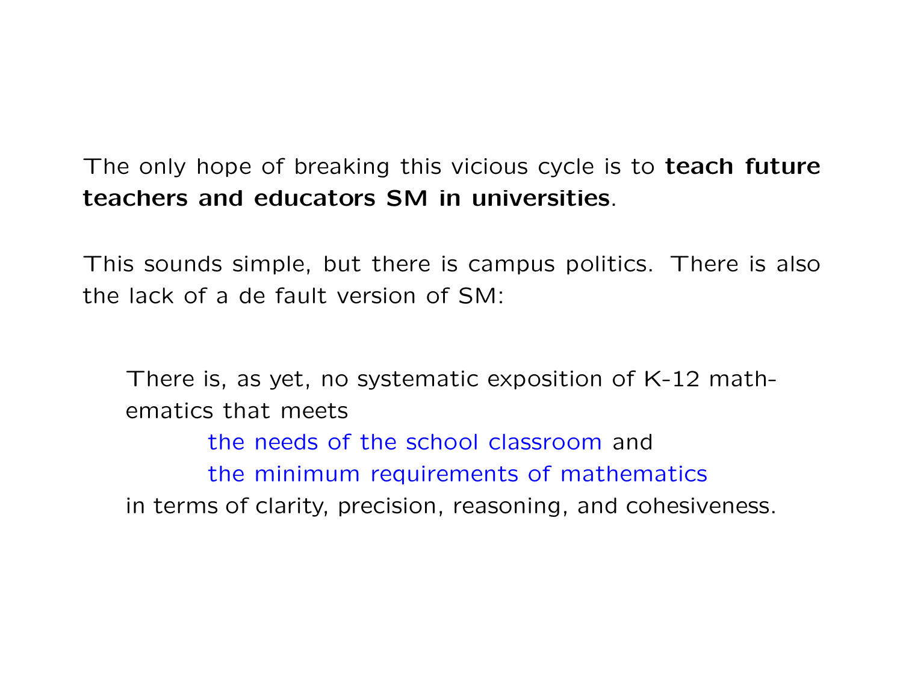The only hope of breaking this vicious cycle is to **teach future teachers and educators SM in universities**.

This sounds simple, but there is campus politics. There is also the lack of a de fault version of SM:

> There is, as yet, no systematic exposition of K-12 mathematics that meets
>
> the needs of the school classroom and
>
> the minimum requirements of mathematics
>
> in terms of clarity, precision, reasoning, and cohesiveness.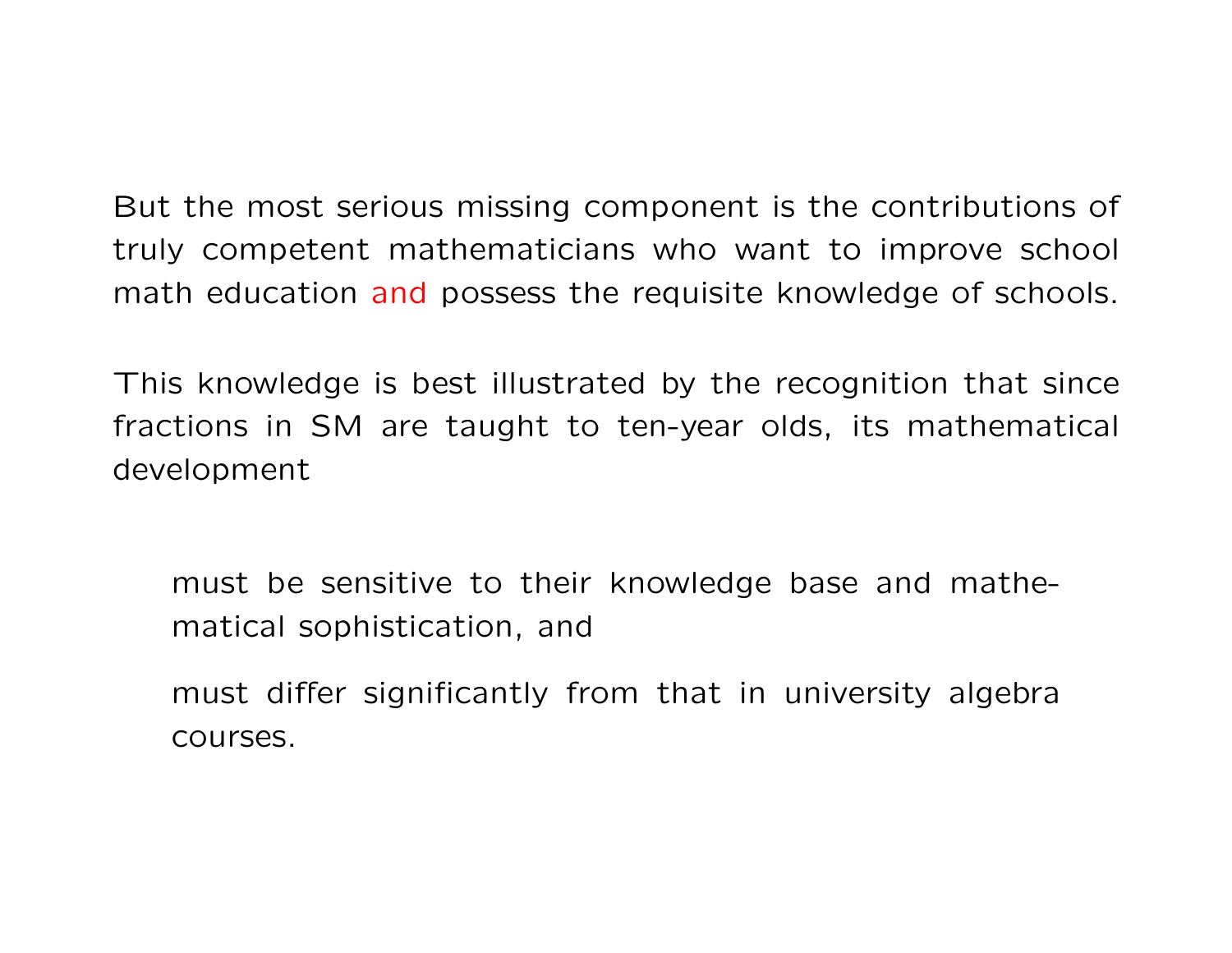But the most serious missing component is the contributions of truly competent mathematicians who want to improve school math education and possess the requisite knowledge of schools.

This knowledge is best illustrated by the recognition that since fractions in SM are taught to ten-year olds, its mathematical development

> must be sensitive to their knowledge base and mathematical sophistication, and
>
> must differ significantly from that in university algebra courses.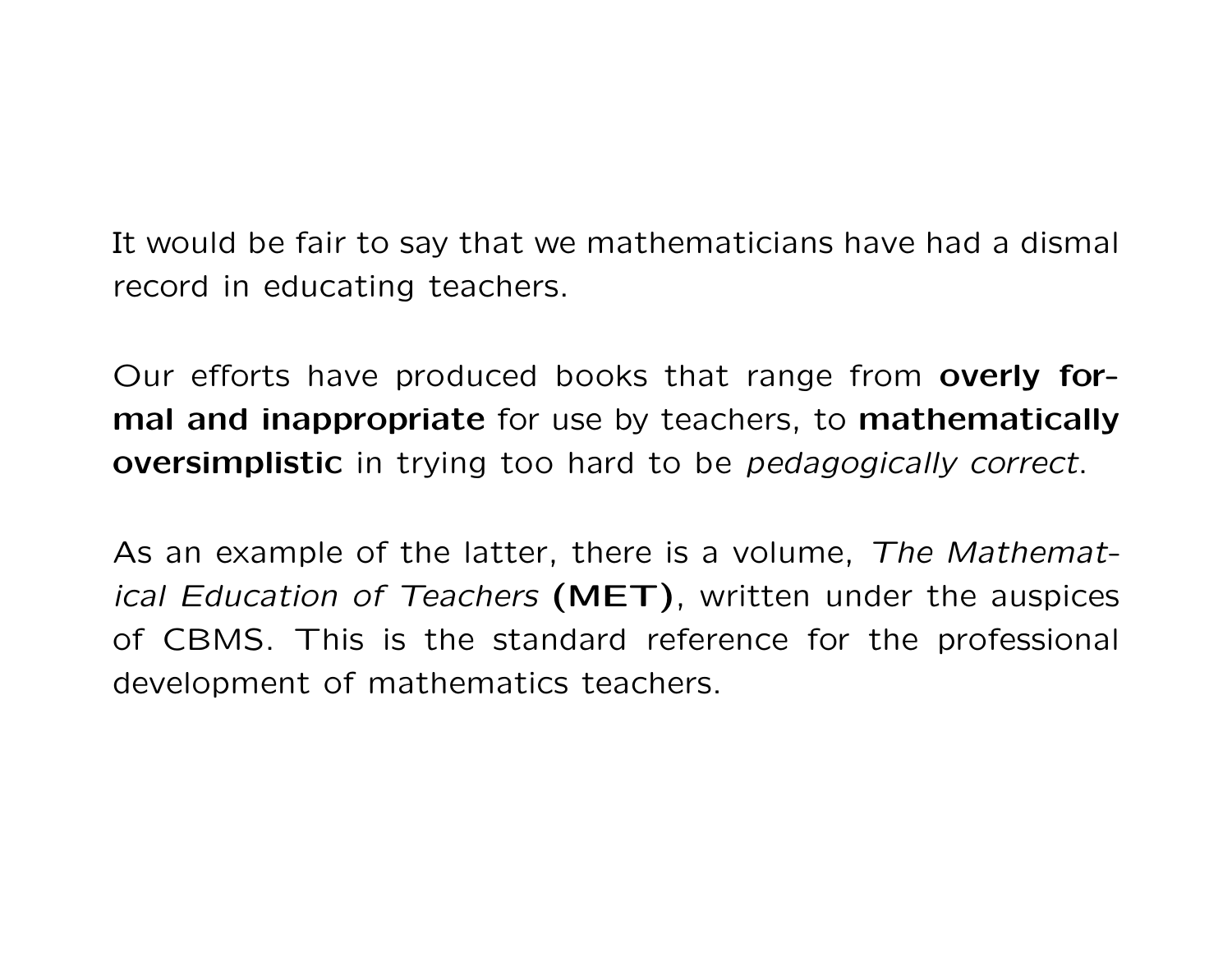It would be fair to say that we mathematicians have had a dismal record in educating teachers.

Our efforts have produced books that range from **overly formal and inappropriate** for use by teachers, to **mathematically oversimplistic** in trying too hard to be *pedagogically correct*.

As an example of the latter, there is a volume, *The Mathematical Education of Teachers* **(MET)**, written under the auspices of CBMS. This is the standard reference for the professional development of mathematics teachers.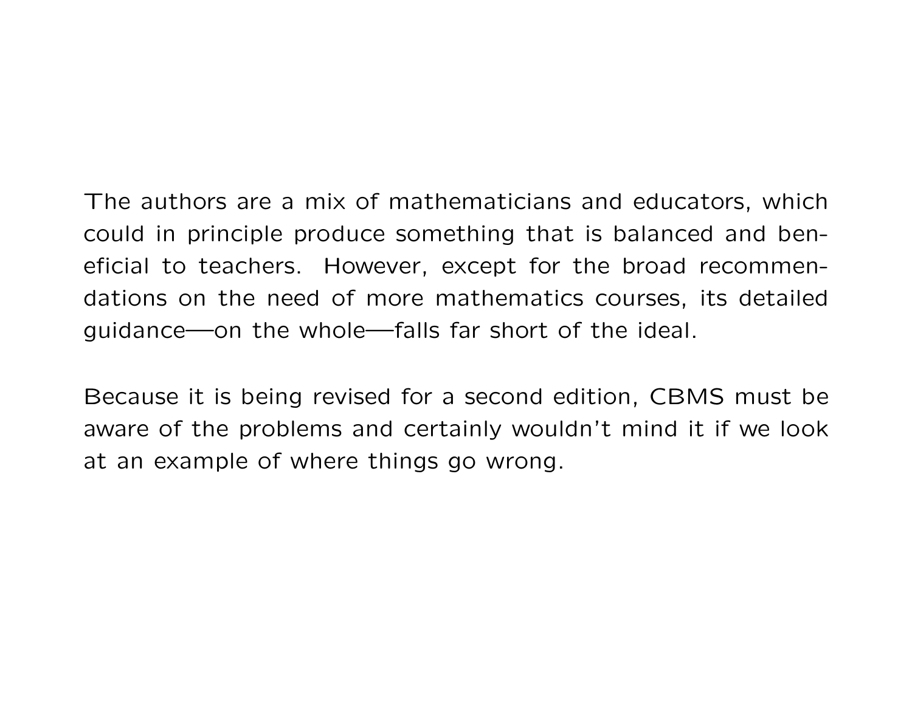The authors are a mix of mathematicians and educators, which could in principle produce something that is balanced and beneficial to teachers. However, except for the broad recommendations on the need of more mathematics courses, its detailed guidance—on the whole—falls far short of the ideal.

Because it is being revised for a second edition, CBMS must be aware of the problems and certainly wouldn't mind it if we look at an example of where things go wrong.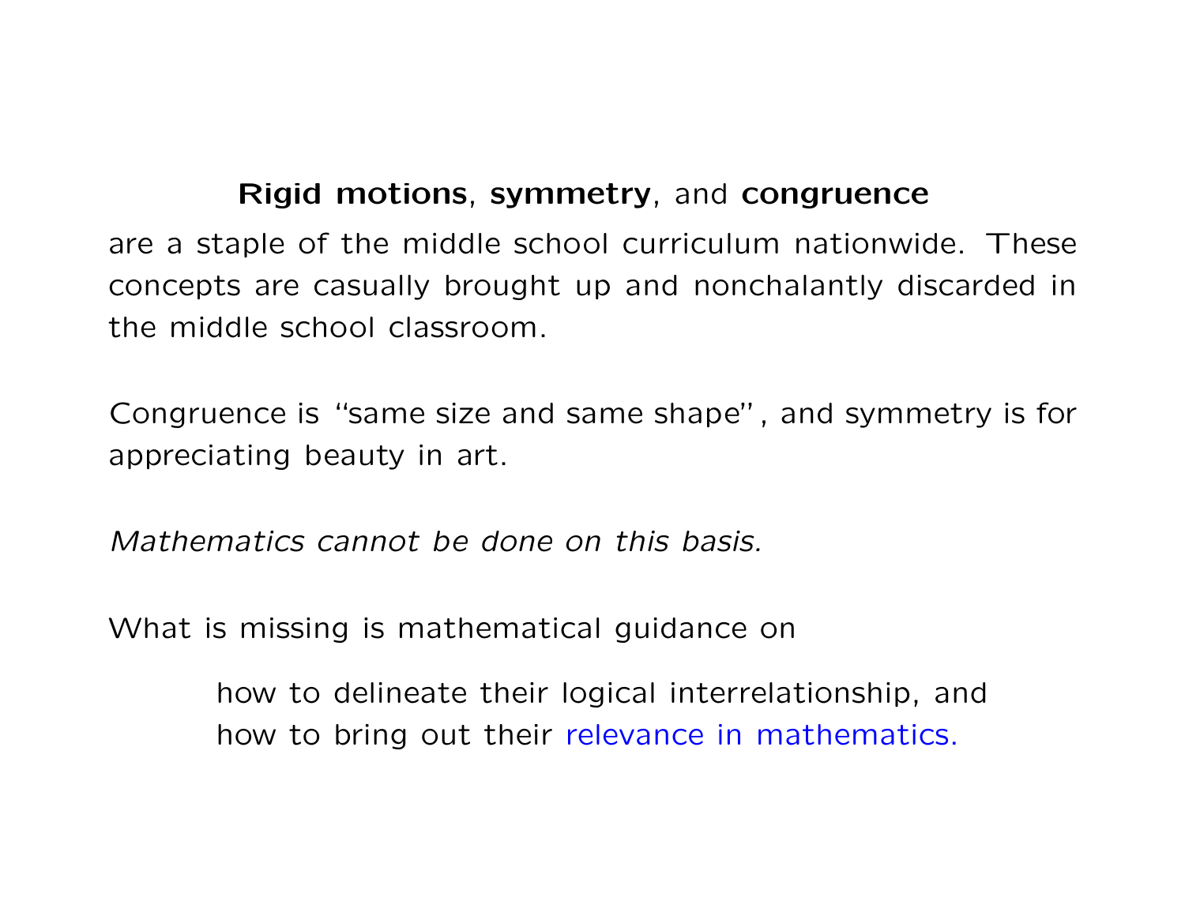**Rigid motions**, **symmetry**, and **congruence**

are a staple of the middle school curriculum nationwide. These concepts are casually brought up and nonchalantly discarded in the middle school classroom.

Congruence is "same size and same shape", and symmetry is for appreciating beauty in art.

*Mathematics cannot be done on this basis.*

What is missing is mathematical guidance on

> how to delineate their logical interrelationship, and
> how to bring out their relevance in mathematics.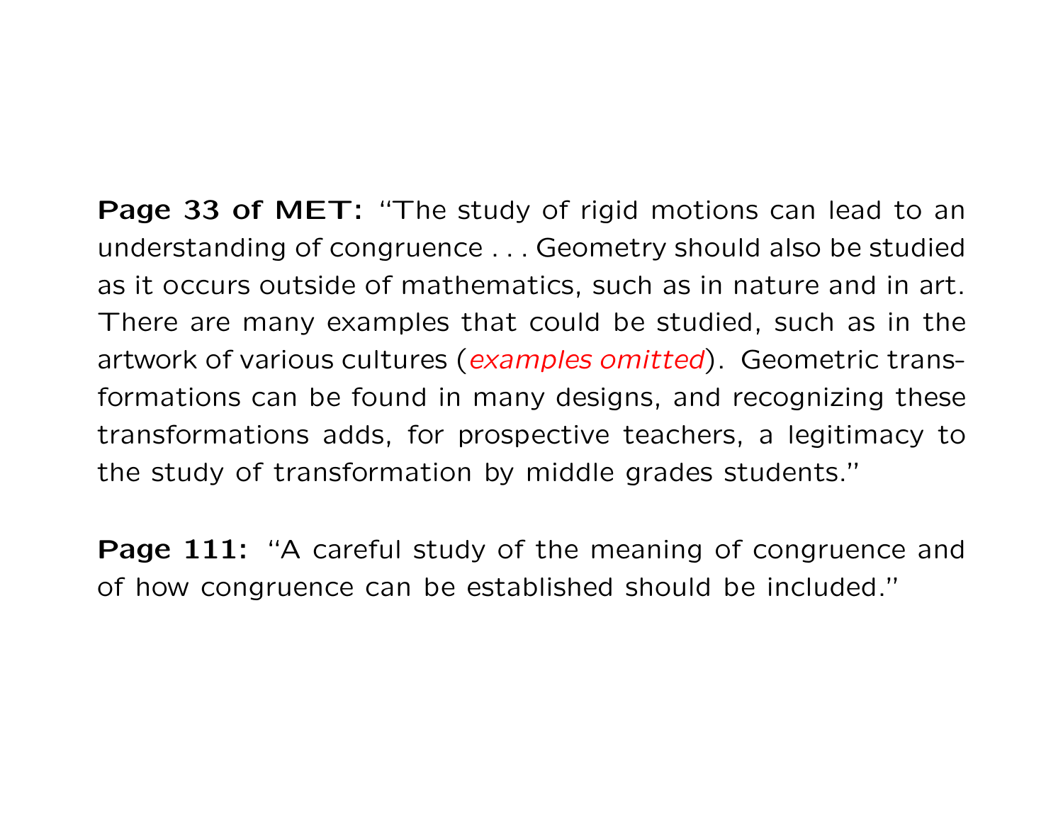**Page 33 of MET:** "The study of rigid motions can lead to an understanding of congruence . . . Geometry should also be studied as it occurs outside of mathematics, such as in nature and in art. There are many examples that could be studied, such as in the artwork of various cultures (*examples omitted*). Geometric transformations can be found in many designs, and recognizing these transformations adds, for prospective teachers, a legitimacy to the study of transformation by middle grades students."

**Page 111:** "A careful study of the meaning of congruence and of how congruence can be established should be included."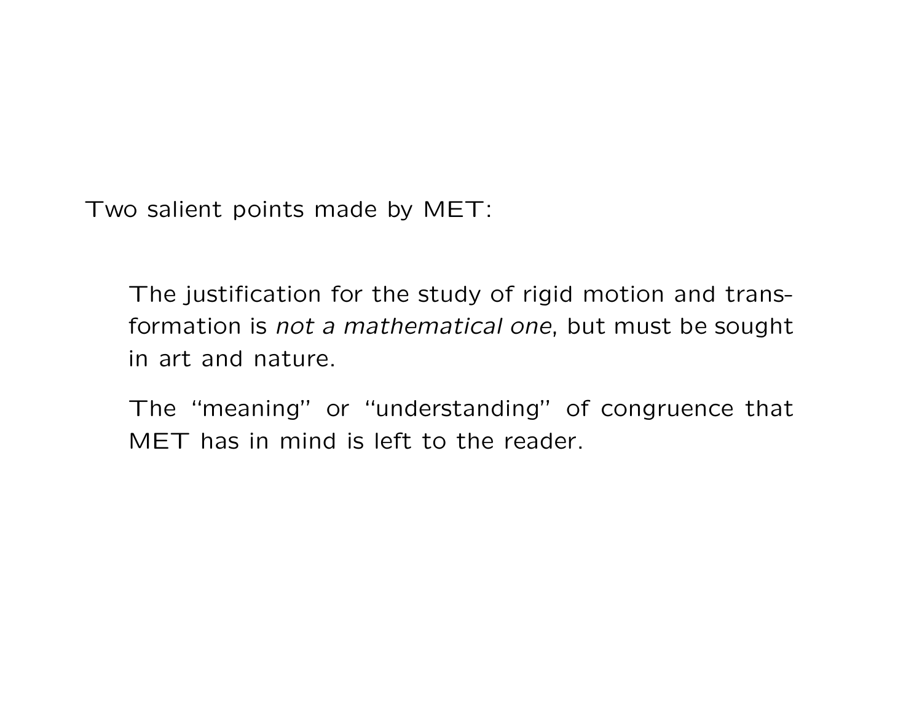Two salient points made by MET:

> The justification for the study of rigid motion and transformation is *not a mathematical one*, but must be sought in art and nature.
>
> The "meaning" or "understanding" of congruence that MET has in mind is left to the reader.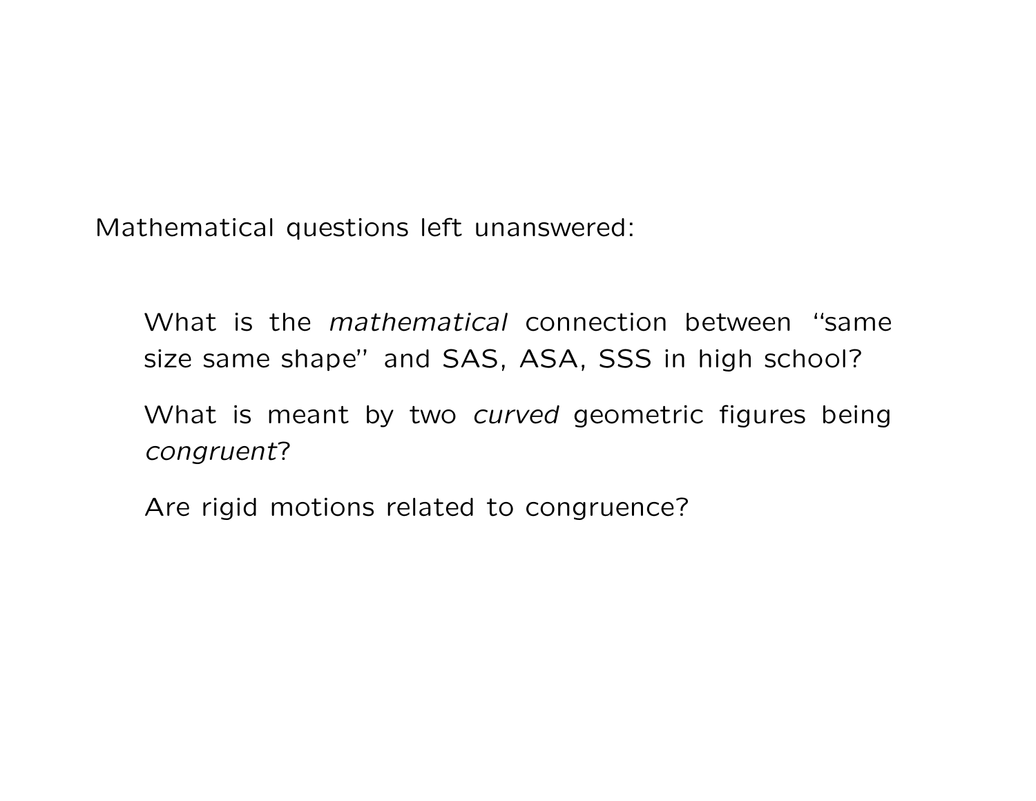Mathematical questions left unanswered:

What is the *mathematical* connection between "same size same shape" and SAS, ASA, SSS in high school?

What is meant by two *curved* geometric figures being *congruent*?

Are rigid motions related to congruence?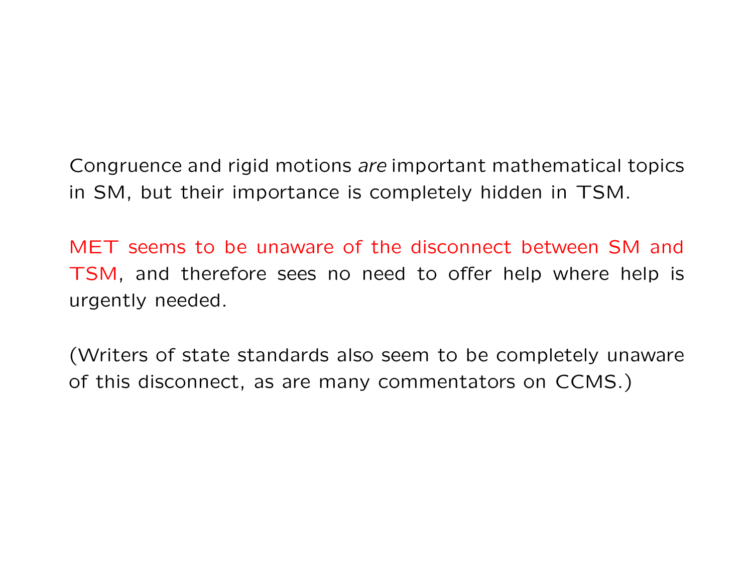Congruence and rigid motions *are* important mathematical topics in SM, but their importance is completely hidden in TSM.

MET seems to be unaware of the disconnect between SM and TSM, and therefore sees no need to offer help where help is urgently needed.

(Writers of state standards also seem to be completely unaware of this disconnect, as are many commentators on CCMS.)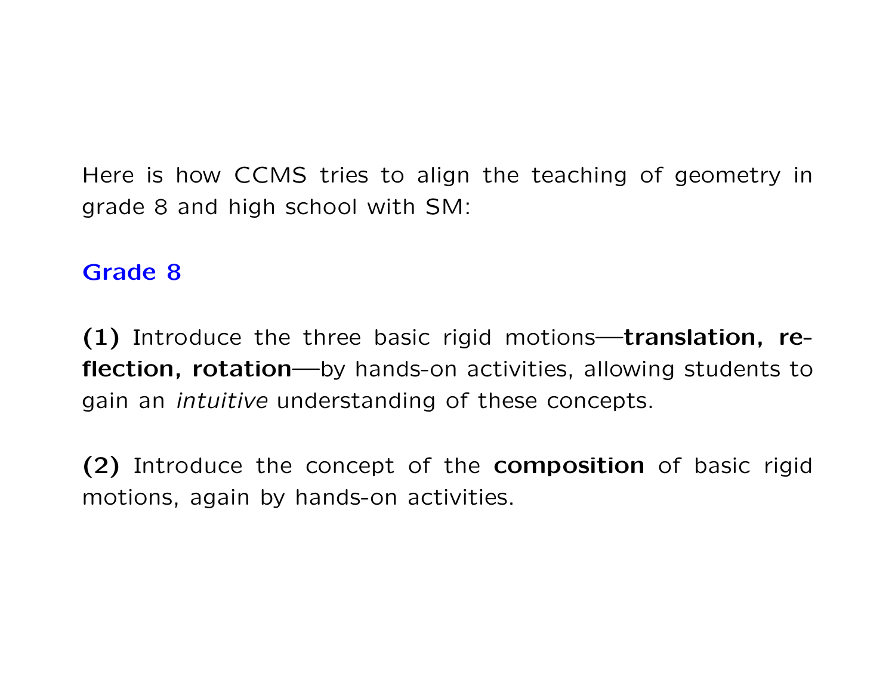Here is how CCMS tries to align the teaching of geometry in grade 8 and high school with SM:

## Grade 8

**(1)** Introduce the three basic rigid motions—**translation, reflection, rotation**—by hands-on activities, allowing students to gain an *intuitive* understanding of these concepts.

**(2)** Introduce the concept of the **composition** of basic rigid motions, again by hands-on activities.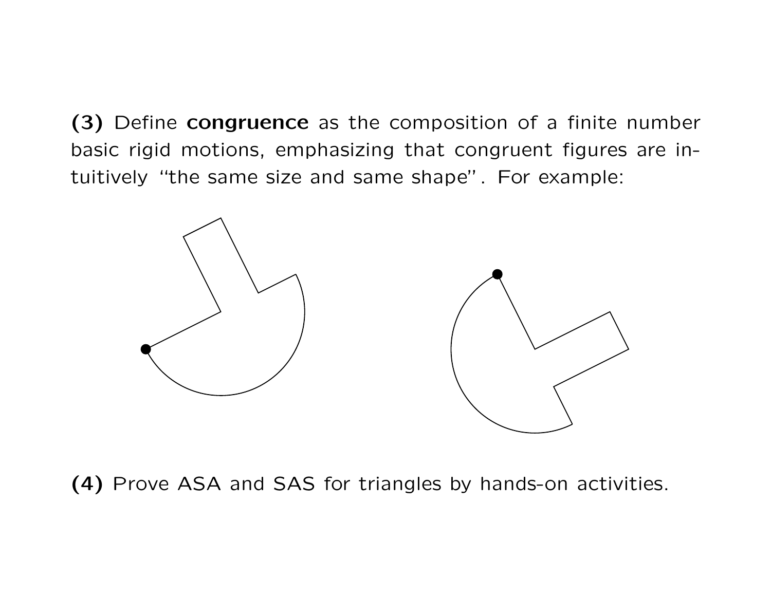**(3)** Define **congruence** as the composition of a finite number basic rigid motions, emphasizing that congruent figures are intuitively "the same size and same shape". For example:

**(4)** Prove ASA and SAS for triangles by hands-on activities.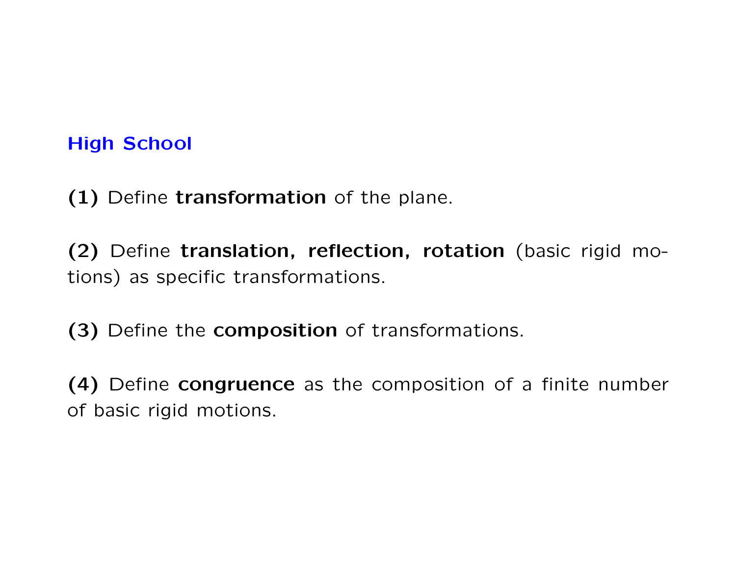## High School

**(1)** Define **transformation** of the plane.

**(2)** Define **translation, reflection, rotation** (basic rigid motions) as specific transformations.

**(3)** Define the **composition** of transformations.

**(4)** Define **congruence** as the composition of a finite number of basic rigid motions.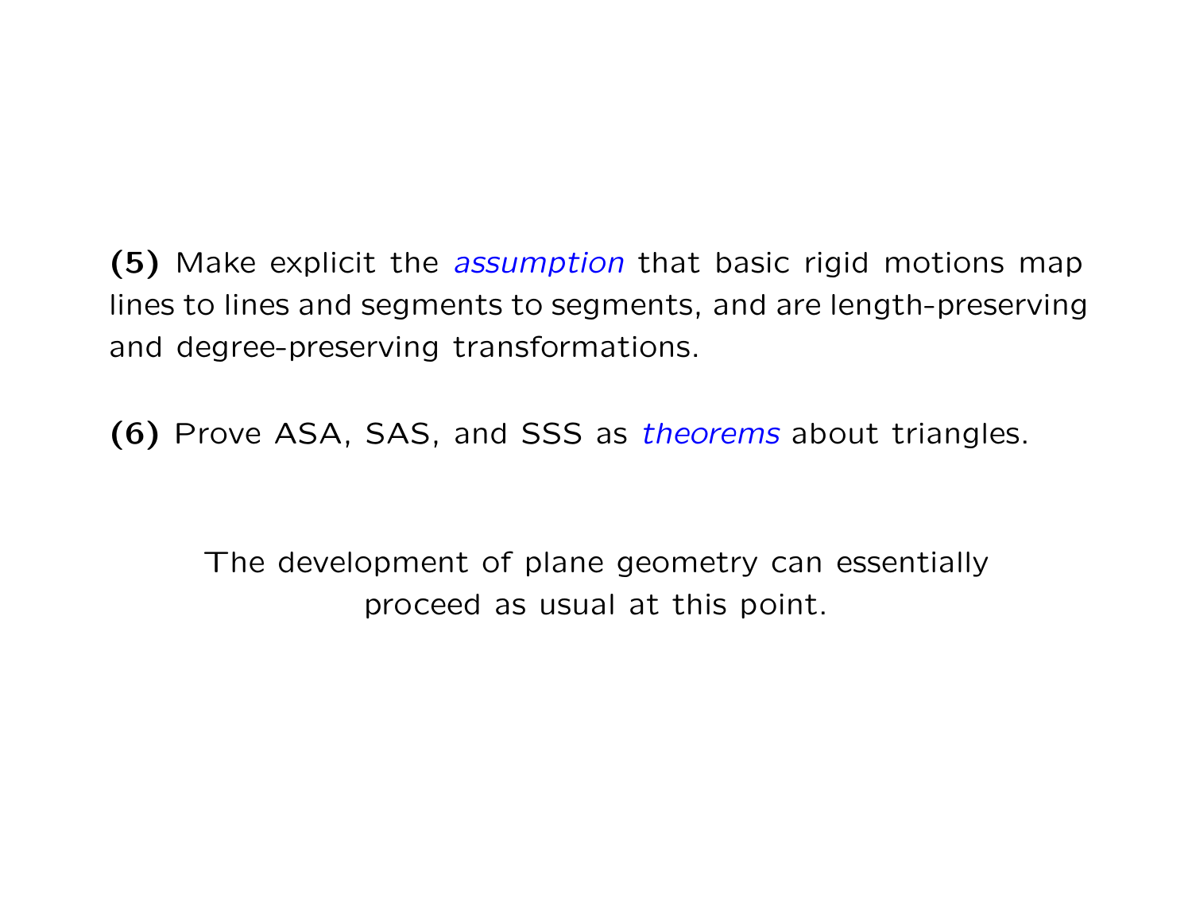**(5)** Make explicit the *assumption* that basic rigid motions map lines to lines and segments to segments, and are length-preserving and degree-preserving transformations.

**(6)** Prove ASA, SAS, and SSS as *theorems* about triangles.

The development of plane geometry can essentially proceed as usual at this point.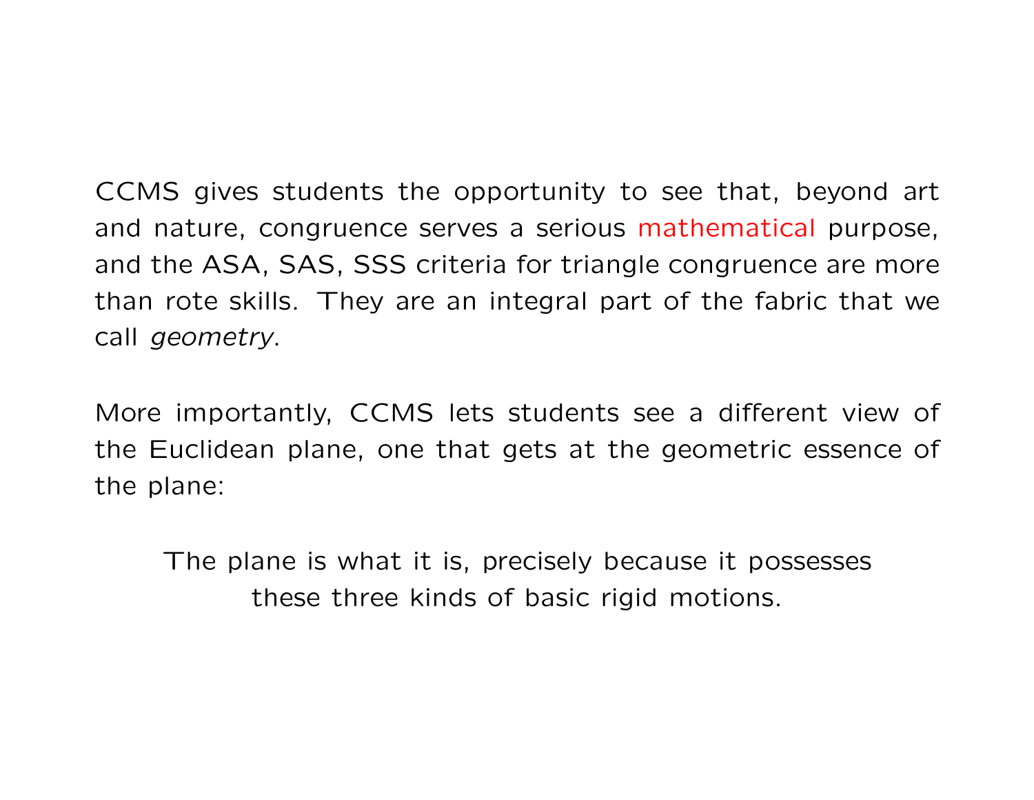CCMS gives students the opportunity to see that, beyond art and nature, congruence serves a serious mathematical purpose, and the ASA, SAS, SSS criteria for triangle congruence are more than rote skills. They are an integral part of the fabric that we call *geometry*.

More importantly, CCMS lets students see a different view of the Euclidean plane, one that gets at the geometric essence of the plane:

> The plane is what it is, precisely because it possesses these three kinds of basic rigid motions.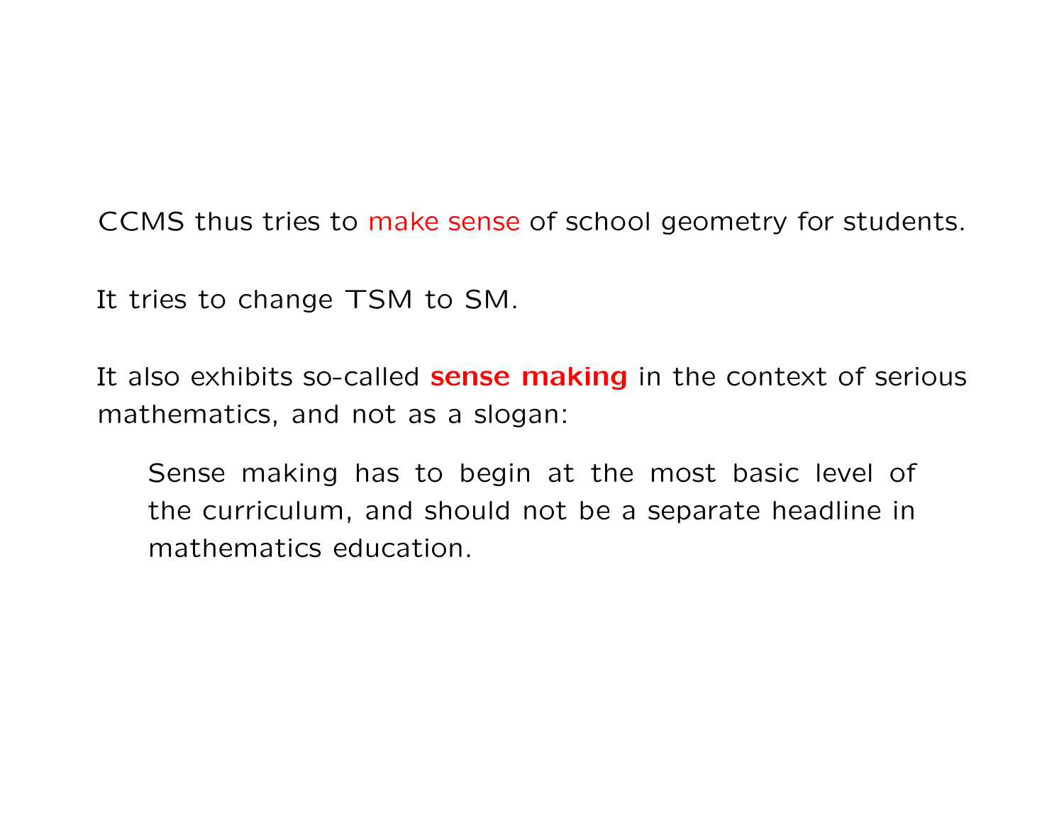CCMS thus tries to make sense of school geometry for students.

It tries to change TSM to SM.

It also exhibits so-called **sense making** in the context of serious mathematics, and not as a slogan:

> Sense making has to begin at the most basic level of the curriculum, and should not be a separate headline in mathematics education.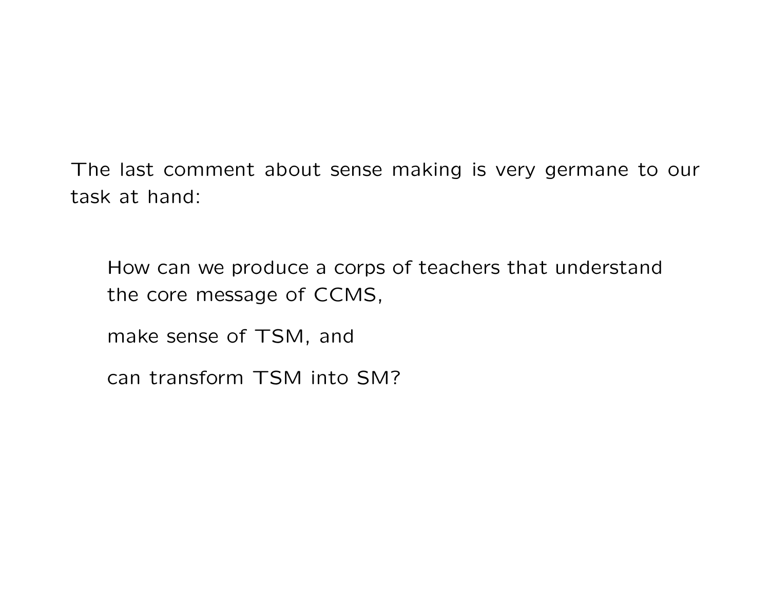The last comment about sense making is very germane to our task at hand:

> How can we produce a corps of teachers that understand the core message of CCMS,
>
> make sense of TSM, and
>
> can transform TSM into SM?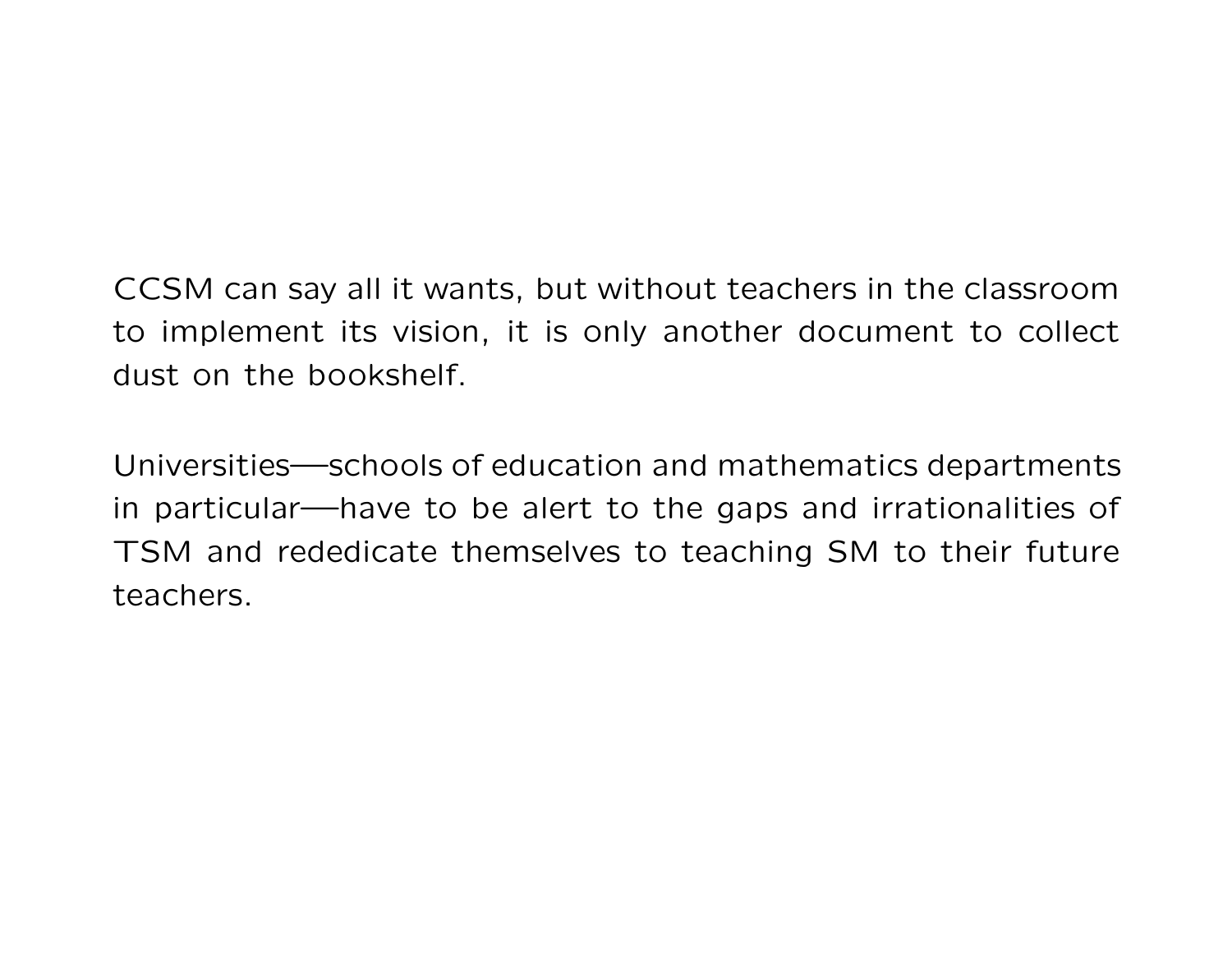CCSM can say all it wants, but without teachers in the classroom to implement its vision, it is only another document to collect dust on the bookshelf.

Universities—schools of education and mathematics departments in particular—have to be alert to the gaps and irrationalities of TSM and rededicate themselves to teaching SM to their future teachers.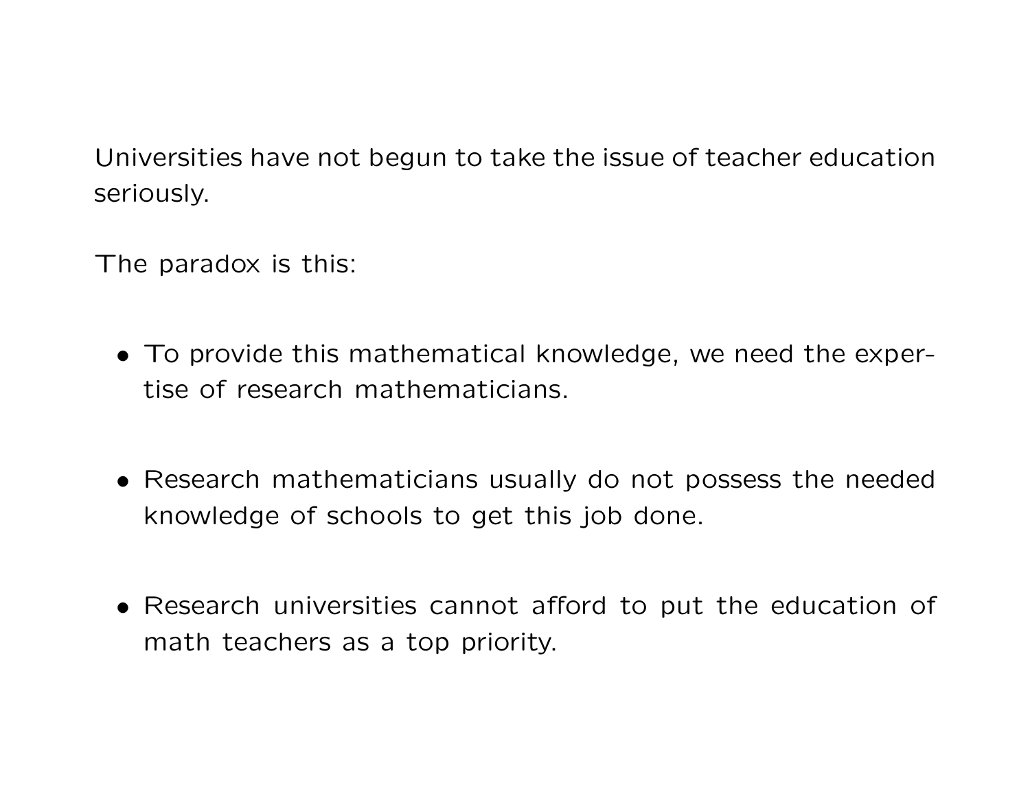Universities have not begun to take the issue of teacher education seriously.

The paradox is this:

- To provide this mathematical knowledge, we need the expertise of research mathematicians.

- Research mathematicians usually do not possess the needed knowledge of schools to get this job done.

- Research universities cannot afford to put the education of math teachers as a top priority.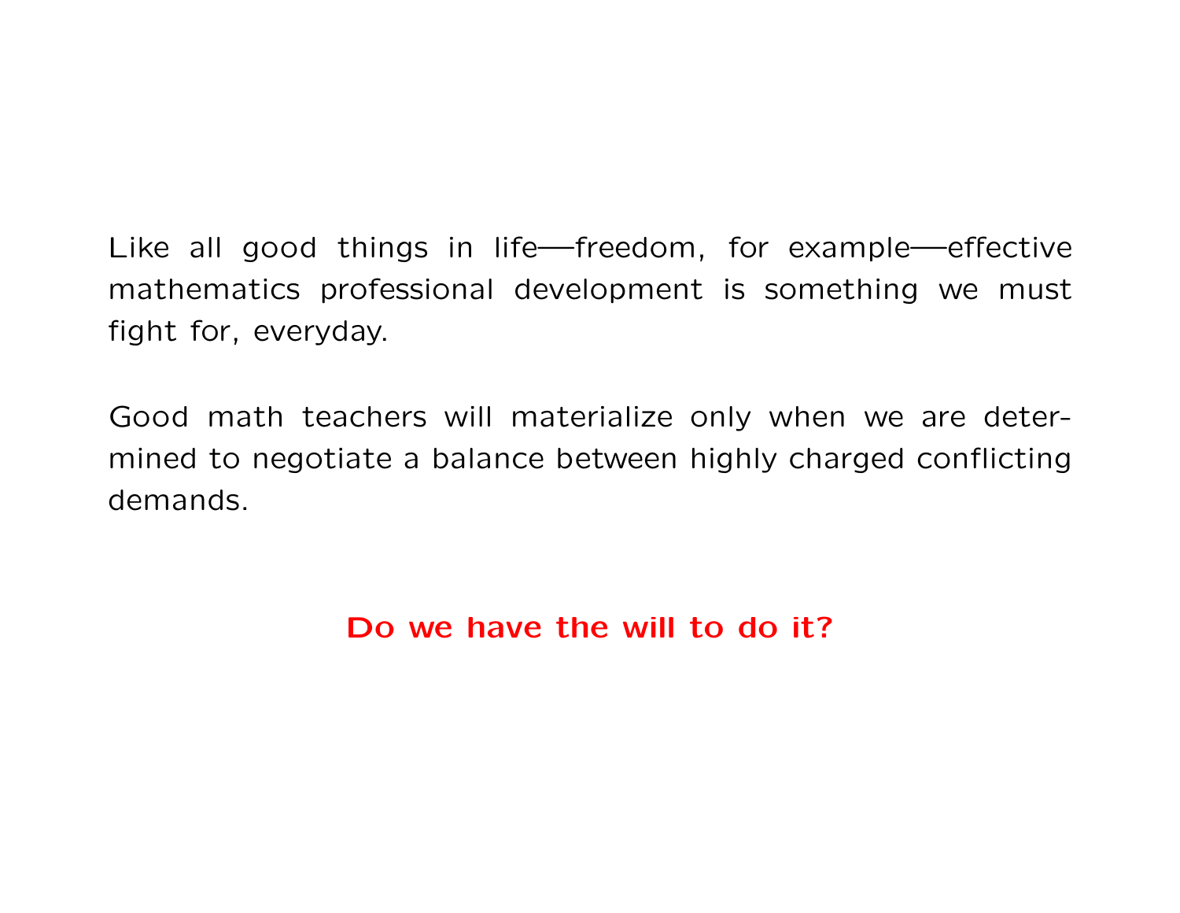Like all good things in life—freedom, for example—effective mathematics professional development is something we must fight for, everyday.

Good math teachers will materialize only when we are determined to negotiate a balance between highly charged conflicting demands.

**Do we have the will to do it?**